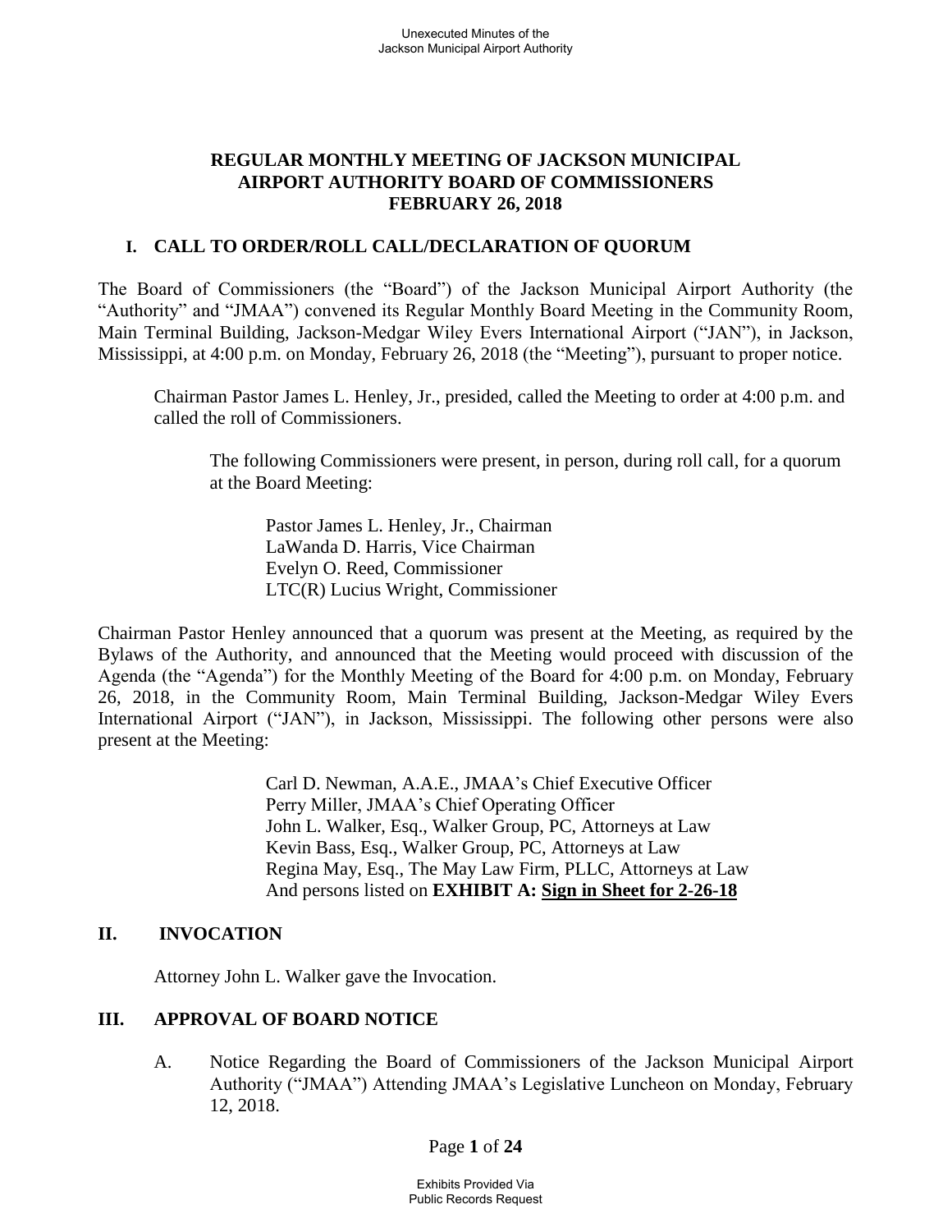# REGULAR MONTHLY MEETING OF JACKSON MUNICIPAL AIRPORT AUTHORITY BOARD OF COMMISSIONERS FEBRUARY 26, 2018

## I. CALL TO ORDER/ROLL CALL/DECLARATION OF QUORUM

The Board of Commissioners (the "Board") of the Jackson Municipal Airport Authority (the "Authority" and "JMAA") convened its Regular Monthly Board Meeting in the Community Room, Main Terminal Building, Jackson-Medgar Wiley Evers International Airport ("JAN"), in Jackson, Mississippi, at 4:00 p.m. on Monday, February 26, 2018 (the "Meeting"), pursuant to proper notice.

Chairman Pastor James L. Henley, Jr., presided, called the Meeting to order at 4:00 p.m. and called the roll of Commissioners.

The following Commissioners were present, in person, during roll call, for a quorum at the Board Meeting:

Pastor James L. Henley, Jr., Chairman
LaWanda D. Harris, Vice Chairman
Evelyn O. Reed, Commissioner
LTC(R) Lucius Wright, Commissioner

Chairman Pastor Henley announced that a quorum was present at the Meeting, as required by the Bylaws of the Authority, and announced that the Meeting would proceed with discussion of the Agenda (the "Agenda") for the Monthly Meeting of the Board for 4:00 p.m. on Monday, February 26, 2018, in the Community Room, Main Terminal Building, Jackson-Medgar Wiley Evers International Airport ("JAN"), in Jackson, Mississippi. The following other persons were also present at the Meeting:

Carl D. Newman, A.A.E., JMAA's Chief Executive Officer
Perry Miller, JMAA's Chief Operating Officer
John L. Walker, Esq., Walker Group, PC, Attorneys at Law
Kevin Bass, Esq., Walker Group, PC, Attorneys at Law
Regina May, Esq., The May Law Firm, PLLC, Attorneys at Law
And persons listed on **EXHIBIT A: Sign in Sheet for 2-26-18**

## II. INVOCATION

Attorney John L. Walker gave the Invocation.

## III. APPROVAL OF BOARD NOTICE

A. Notice Regarding the Board of Commissioners of the Jackson Municipal Airport Authority ("JMAA") Attending JMAA's Legislative Luncheon on Monday, February 12, 2018.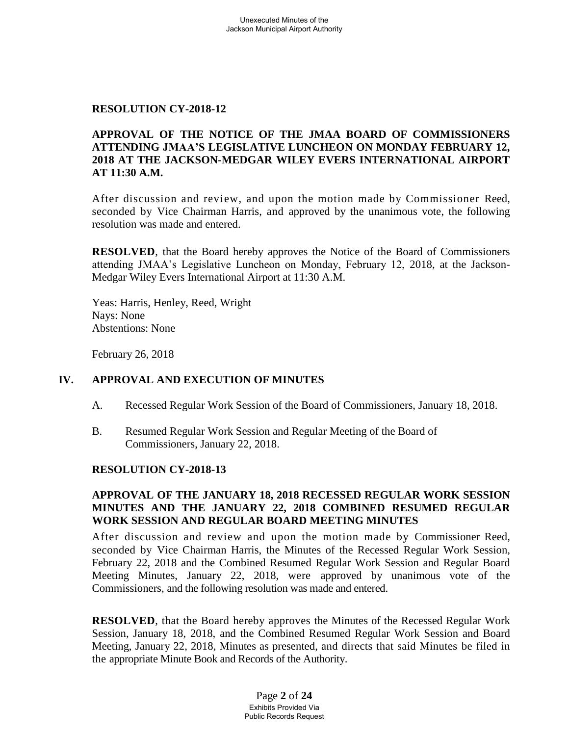**RESOLUTION CY-2018-12**

**APPROVAL OF THE NOTICE OF THE JMAA BOARD OF COMMISSIONERS ATTENDING JMAA'S LEGISLATIVE LUNCHEON ON MONDAY FEBRUARY 12, 2018 AT THE JACKSON-MEDGAR WILEY EVERS INTERNATIONAL AIRPORT AT 11:30 A.M.**

After discussion and review, and upon the motion made by Commissioner Reed, seconded by Vice Chairman Harris, and approved by the unanimous vote, the following resolution was made and entered.

**RESOLVED**, that the Board hereby approves the Notice of the Board of Commissioners attending JMAA's Legislative Luncheon on Monday, February 12, 2018, at the Jackson-Medgar Wiley Evers International Airport at 11:30 A.M.

Yeas: Harris, Henley, Reed, Wright
Nays: None
Abstentions: None

February 26, 2018

## IV. APPROVAL AND EXECUTION OF MINUTES

A. Recessed Regular Work Session of the Board of Commissioners, January 18, 2018.

B. Resumed Regular Work Session and Regular Meeting of the Board of Commissioners, January 22, 2018.

**RESOLUTION CY-2018-13**

**APPROVAL OF THE JANUARY 18, 2018 RECESSED REGULAR WORK SESSION MINUTES AND THE JANUARY 22, 2018 COMBINED RESUMED REGULAR WORK SESSION AND REGULAR BOARD MEETING MINUTES**

After discussion and review and upon the motion made by Commissioner Reed, seconded by Vice Chairman Harris, the Minutes of the Recessed Regular Work Session, February 22, 2018 and the Combined Resumed Regular Work Session and Regular Board Meeting Minutes, January 22, 2018, were approved by unanimous vote of the Commissioners, and the following resolution was made and entered.

**RESOLVED**, that the Board hereby approves the Minutes of the Recessed Regular Work Session, January 18, 2018, and the Combined Resumed Regular Work Session and Board Meeting, January 22, 2018, Minutes as presented, and directs that said Minutes be filed in the appropriate Minute Book and Records of the Authority.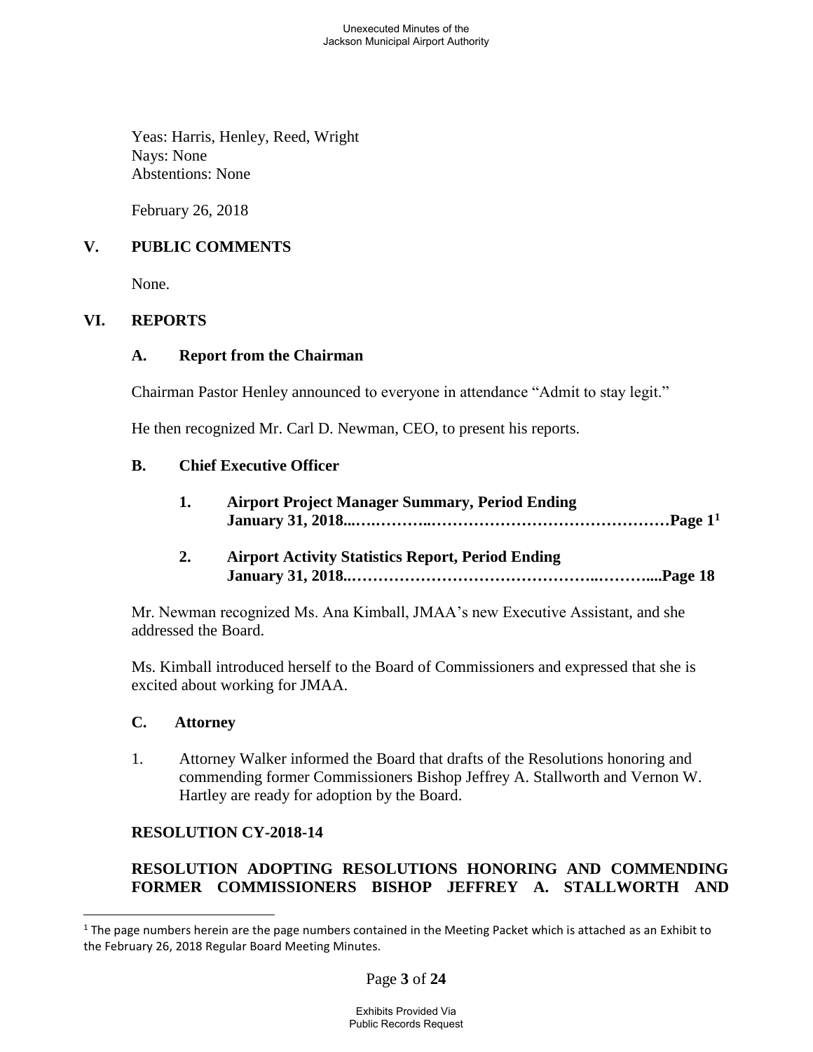Yeas: Harris, Henley, Reed, Wright
Nays: None
Abstentions: None

February 26, 2018

## V. PUBLIC COMMENTS

None.

## VI. REPORTS

### A. Report from the Chairman

Chairman Pastor Henley announced to everyone in attendance "Admit to stay legit."

He then recognized Mr. Carl D. Newman, CEO, to present his reports.

### B. Chief Executive Officer

1. **Airport Project Manager Summary, Period Ending January 31, 2018...……….………………………………………Page 1[1]**

2. **Airport Activity Statistics Report, Period Ending January 31, 2018..……………………………………..………....Page 18**

Mr. Newman recognized Ms. Ana Kimball, JMAA's new Executive Assistant, and she addressed the Board.

Ms. Kimball introduced herself to the Board of Commissioners and expressed that she is excited about working for JMAA.

### C. Attorney

1. Attorney Walker informed the Board that drafts of the Resolutions honoring and commending former Commissioners Bishop Jeffrey A. Stallworth and Vernon W. Hartley are ready for adoption by the Board.

**RESOLUTION CY-2018-14**

**RESOLUTION ADOPTING RESOLUTIONS HONORING AND COMMENDING FORMER COMMISSIONERS BISHOP JEFFREY A. STALLWORTH AND**

---

[1] The page numbers herein are the page numbers contained in the Meeting Packet which is attached as an Exhibit to the February 26, 2018 Regular Board Meeting Minutes.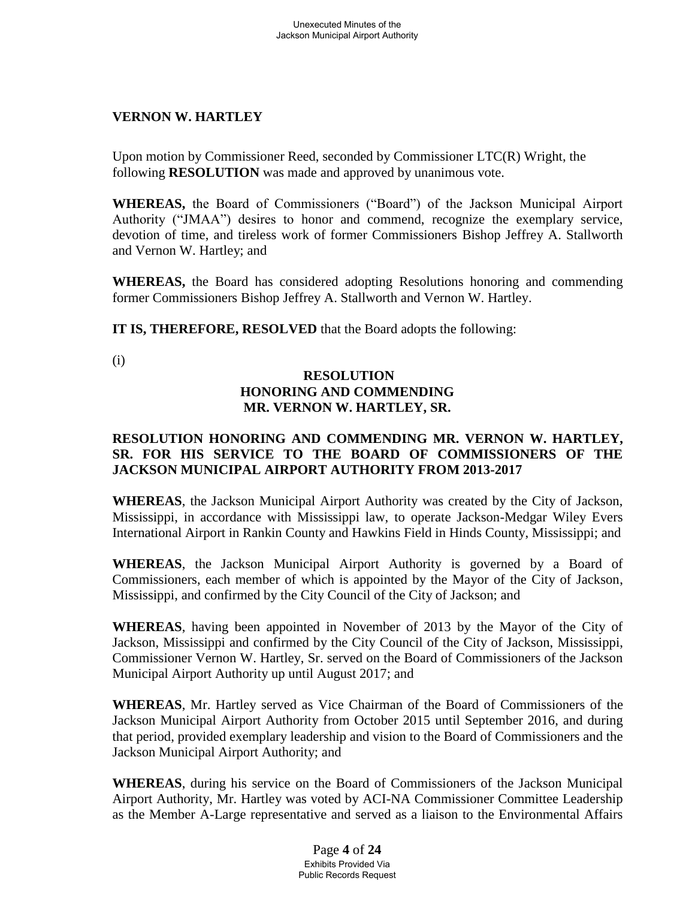**VERNON W. HARTLEY**

Upon motion by Commissioner Reed, seconded by Commissioner LTC(R) Wright, the following **RESOLUTION** was made and approved by unanimous vote.

**WHEREAS,** the Board of Commissioners ("Board") of the Jackson Municipal Airport Authority ("JMAA") desires to honor and commend, recognize the exemplary service, devotion of time, and tireless work of former Commissioners Bishop Jeffrey A. Stallworth and Vernon W. Hartley; and

**WHEREAS,** the Board has considered adopting Resolutions honoring and commending former Commissioners Bishop Jeffrey A. Stallworth and Vernon W. Hartley.

**IT IS, THEREFORE, RESOLVED** that the Board adopts the following:

(i)

**RESOLUTION**
**HONORING AND COMMENDING**
**MR. VERNON W. HARTLEY, SR.**

**RESOLUTION HONORING AND COMMENDING MR. VERNON W. HARTLEY, SR. FOR HIS SERVICE TO THE BOARD OF COMMISSIONERS OF THE JACKSON MUNICIPAL AIRPORT AUTHORITY FROM 2013-2017**

**WHEREAS**, the Jackson Municipal Airport Authority was created by the City of Jackson, Mississippi, in accordance with Mississippi law, to operate Jackson-Medgar Wiley Evers International Airport in Rankin County and Hawkins Field in Hinds County, Mississippi; and

**WHEREAS**, the Jackson Municipal Airport Authority is governed by a Board of Commissioners, each member of which is appointed by the Mayor of the City of Jackson, Mississippi, and confirmed by the City Council of the City of Jackson; and

**WHEREAS**, having been appointed in November of 2013 by the Mayor of the City of Jackson, Mississippi and confirmed by the City Council of the City of Jackson, Mississippi, Commissioner Vernon W. Hartley, Sr. served on the Board of Commissioners of the Jackson Municipal Airport Authority up until August 2017; and

**WHEREAS**, Mr. Hartley served as Vice Chairman of the Board of Commissioners of the Jackson Municipal Airport Authority from October 2015 until September 2016, and during that period, provided exemplary leadership and vision to the Board of Commissioners and the Jackson Municipal Airport Authority; and

**WHEREAS**, during his service on the Board of Commissioners of the Jackson Municipal Airport Authority, Mr. Hartley was voted by ACI-NA Commissioner Committee Leadership as the Member A-Large representative and served as a liaison to the Environmental Affairs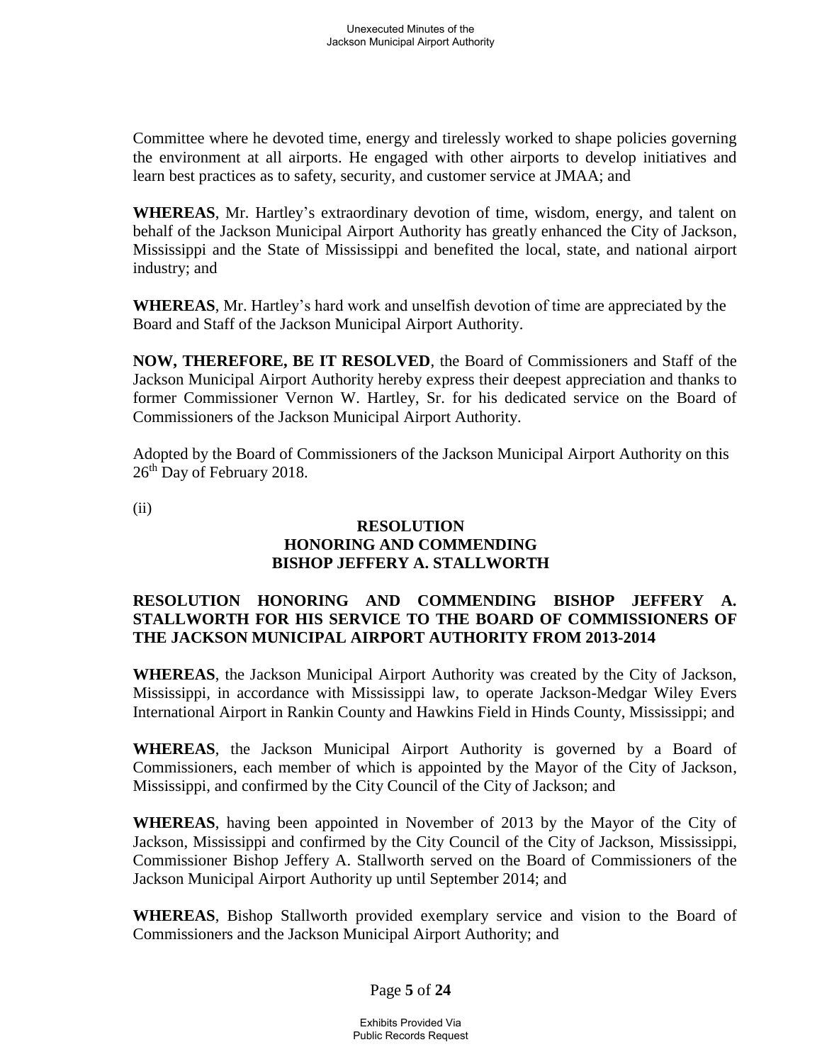Committee where he devoted time, energy and tirelessly worked to shape policies governing the environment at all airports. He engaged with other airports to develop initiatives and learn best practices as to safety, security, and customer service at JMAA; and

**WHEREAS**, Mr. Hartley's extraordinary devotion of time, wisdom, energy, and talent on behalf of the Jackson Municipal Airport Authority has greatly enhanced the City of Jackson, Mississippi and the State of Mississippi and benefited the local, state, and national airport industry; and

**WHEREAS**, Mr. Hartley's hard work and unselfish devotion of time are appreciated by the Board and Staff of the Jackson Municipal Airport Authority.

**NOW, THEREFORE, BE IT RESOLVED**, the Board of Commissioners and Staff of the Jackson Municipal Airport Authority hereby express their deepest appreciation and thanks to former Commissioner Vernon W. Hartley, Sr. for his dedicated service on the Board of Commissioners of the Jackson Municipal Airport Authority.

Adopted by the Board of Commissioners of the Jackson Municipal Airport Authority on this 26th Day of February 2018.

(ii)

**RESOLUTION**
**HONORING AND COMMENDING**
**BISHOP JEFFERY A. STALLWORTH**

**RESOLUTION HONORING AND COMMENDING BISHOP JEFFERY A. STALLWORTH FOR HIS SERVICE TO THE BOARD OF COMMISSIONERS OF THE JACKSON MUNICIPAL AIRPORT AUTHORITY FROM 2013-2014**

**WHEREAS**, the Jackson Municipal Airport Authority was created by the City of Jackson, Mississippi, in accordance with Mississippi law, to operate Jackson-Medgar Wiley Evers International Airport in Rankin County and Hawkins Field in Hinds County, Mississippi; and

**WHEREAS**, the Jackson Municipal Airport Authority is governed by a Board of Commissioners, each member of which is appointed by the Mayor of the City of Jackson, Mississippi, and confirmed by the City Council of the City of Jackson; and

**WHEREAS**, having been appointed in November of 2013 by the Mayor of the City of Jackson, Mississippi and confirmed by the City Council of the City of Jackson, Mississippi, Commissioner Bishop Jeffery A. Stallworth served on the Board of Commissioners of the Jackson Municipal Airport Authority up until September 2014; and

**WHEREAS**, Bishop Stallworth provided exemplary service and vision to the Board of Commissioners and the Jackson Municipal Airport Authority; and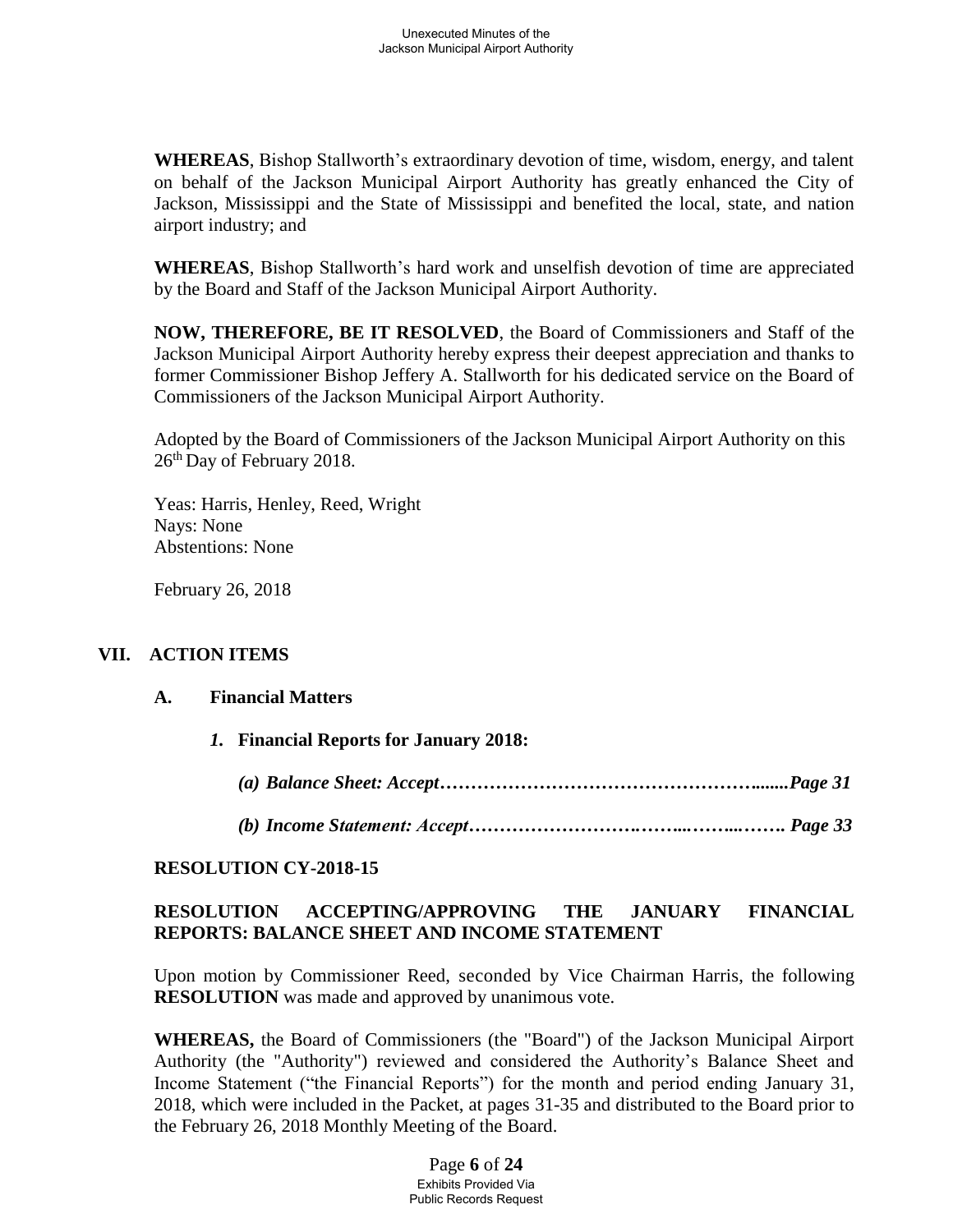**WHEREAS**, Bishop Stallworth's extraordinary devotion of time, wisdom, energy, and talent on behalf of the Jackson Municipal Airport Authority has greatly enhanced the City of Jackson, Mississippi and the State of Mississippi and benefited the local, state, and nation airport industry; and

**WHEREAS**, Bishop Stallworth's hard work and unselfish devotion of time are appreciated by the Board and Staff of the Jackson Municipal Airport Authority.

**NOW, THEREFORE, BE IT RESOLVED**, the Board of Commissioners and Staff of the Jackson Municipal Airport Authority hereby express their deepest appreciation and thanks to former Commissioner Bishop Jeffery A. Stallworth for his dedicated service on the Board of Commissioners of the Jackson Municipal Airport Authority.

Adopted by the Board of Commissioners of the Jackson Municipal Airport Authority on this 26th Day of February 2018.

Yeas: Harris, Henley, Reed, Wright
Nays: None
Abstentions: None

February 26, 2018

## VII. ACTION ITEMS

### A. Financial Matters

*1.* **Financial Reports for January 2018:**

***(a) Balance Sheet: Accept……………………………………………......Page 31***

***(b) Income Statement: Accept……………………….……...……...……. Page 33***

**RESOLUTION CY-2018-15**

**RESOLUTION ACCEPTING/APPROVING THE JANUARY FINANCIAL REPORTS: BALANCE SHEET AND INCOME STATEMENT**

Upon motion by Commissioner Reed, seconded by Vice Chairman Harris, the following **RESOLUTION** was made and approved by unanimous vote.

**WHEREAS,** the Board of Commissioners (the "Board") of the Jackson Municipal Airport Authority (the "Authority") reviewed and considered the Authority's Balance Sheet and Income Statement ("the Financial Reports") for the month and period ending January 31, 2018, which were included in the Packet, at pages 31-35 and distributed to the Board prior to the February 26, 2018 Monthly Meeting of the Board.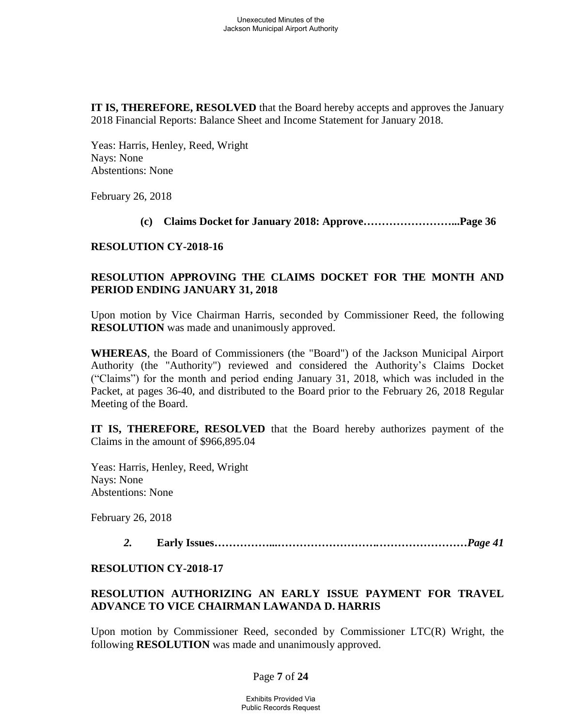**IT IS, THEREFORE, RESOLVED** that the Board hereby accepts and approves the January 2018 Financial Reports: Balance Sheet and Income Statement for January 2018.

Yeas: Harris, Henley, Reed, Wright
Nays: None
Abstentions: None

February 26, 2018

**(c) Claims Docket for January 2018: Approve……………………...Page 36**

**RESOLUTION CY-2018-16**

**RESOLUTION APPROVING THE CLAIMS DOCKET FOR THE MONTH AND PERIOD ENDING JANUARY 31, 2018**

Upon motion by Vice Chairman Harris, seconded by Commissioner Reed, the following **RESOLUTION** was made and unanimously approved.

**WHEREAS**, the Board of Commissioners (the "Board") of the Jackson Municipal Airport Authority (the "Authority") reviewed and considered the Authority's Claims Docket ("Claims") for the month and period ending January 31, 2018, which was included in the Packet, at pages 36-40, and distributed to the Board prior to the February 26, 2018 Regular Meeting of the Board.

**IT IS, THEREFORE, RESOLVED** that the Board hereby authorizes payment of the Claims in the amount of $966,895.04

Yeas: Harris, Henley, Reed, Wright
Nays: None
Abstentions: None

February 26, 2018

***2.* Early Issues……………..……………………….……………………*Page 41***

**RESOLUTION CY-2018-17**

**RESOLUTION AUTHORIZING AN EARLY ISSUE PAYMENT FOR TRAVEL ADVANCE TO VICE CHAIRMAN LAWANDA D. HARRIS**

Upon motion by Commissioner Reed, seconded by Commissioner LTC(R) Wright, the following **RESOLUTION** was made and unanimously approved.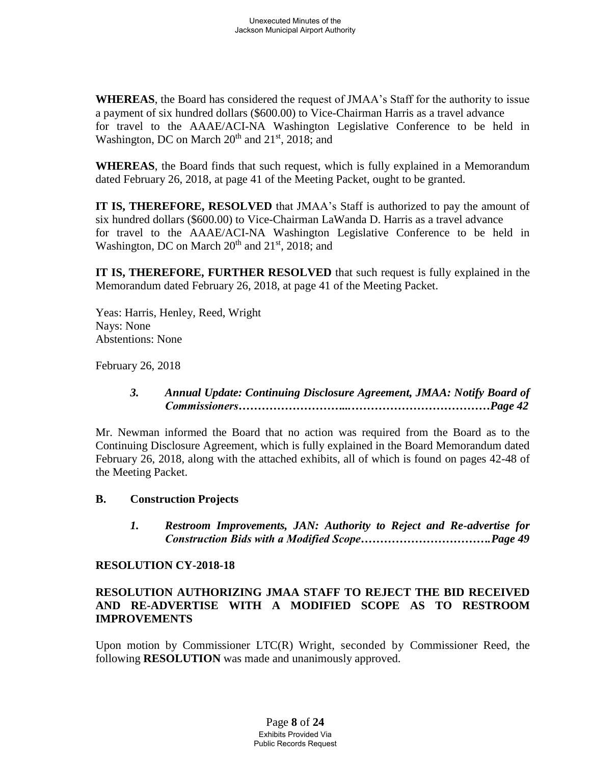**WHEREAS**, the Board has considered the request of JMAA's Staff for the authority to issue a payment of six hundred dollars ($600.00) to Vice-Chairman Harris as a travel advance for travel to the AAAE/ACI-NA Washington Legislative Conference to be held in Washington, DC on March 20th and 21st, 2018; and

**WHEREAS**, the Board finds that such request, which is fully explained in a Memorandum dated February 26, 2018, at page 41 of the Meeting Packet, ought to be granted.

**IT IS, THEREFORE, RESOLVED** that JMAA's Staff is authorized to pay the amount of six hundred dollars ($600.00) to Vice-Chairman LaWanda D. Harris as a travel advance for travel to the AAAE/ACI-NA Washington Legislative Conference to be held in Washington, DC on March 20th and 21st, 2018; and

**IT IS, THEREFORE, FURTHER RESOLVED** that such request is fully explained in the Memorandum dated February 26, 2018, at page 41 of the Meeting Packet.

Yeas: Harris, Henley, Reed, Wright
Nays: None
Abstentions: None

February 26, 2018

> ***3. Annual Update: Continuing Disclosure Agreement, JMAA: Notify Board of Commissioners……………………...………………………………Page 42***

Mr. Newman informed the Board that no action was required from the Board as to the Continuing Disclosure Agreement, which is fully explained in the Board Memorandum dated February 26, 2018, along with the attached exhibits, all of which is found on pages 42-48 of the Meeting Packet.

**B. Construction Projects**

> ***1. Restroom Improvements, JAN: Authority to Reject and Re-advertise for Construction Bids with a Modified Scope…………………………….Page 49***

**RESOLUTION CY-2018-18**

**RESOLUTION AUTHORIZING JMAA STAFF TO REJECT THE BID RECEIVED AND RE-ADVERTISE WITH A MODIFIED SCOPE AS TO RESTROOM IMPROVEMENTS**

Upon motion by Commissioner LTC(R) Wright, seconded by Commissioner Reed, the following **RESOLUTION** was made and unanimously approved.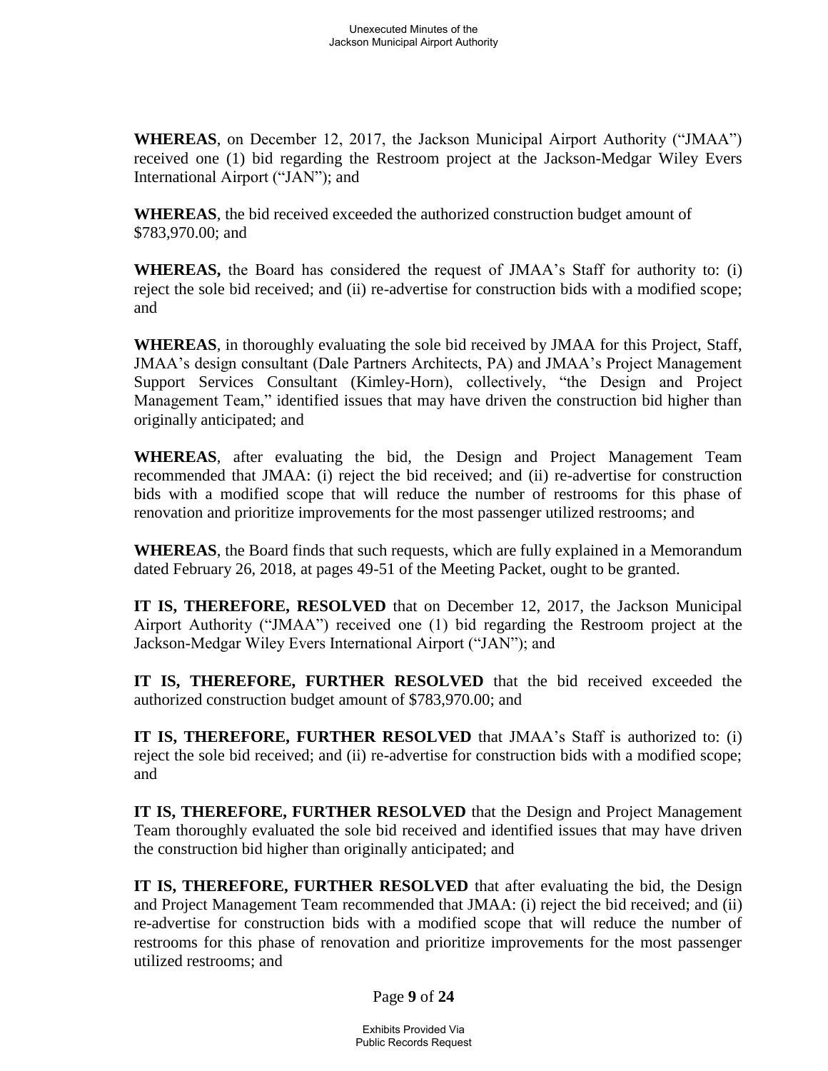**WHEREAS**, on December 12, 2017, the Jackson Municipal Airport Authority ("JMAA") received one (1) bid regarding the Restroom project at the Jackson-Medgar Wiley Evers International Airport ("JAN"); and

**WHEREAS**, the bid received exceeded the authorized construction budget amount of $783,970.00; and

**WHEREAS,** the Board has considered the request of JMAA's Staff for authority to: (i) reject the sole bid received; and (ii) re-advertise for construction bids with a modified scope; and

**WHEREAS**, in thoroughly evaluating the sole bid received by JMAA for this Project, Staff, JMAA's design consultant (Dale Partners Architects, PA) and JMAA's Project Management Support Services Consultant (Kimley-Horn), collectively, "the Design and Project Management Team," identified issues that may have driven the construction bid higher than originally anticipated; and

**WHEREAS**, after evaluating the bid, the Design and Project Management Team recommended that JMAA: (i) reject the bid received; and (ii) re-advertise for construction bids with a modified scope that will reduce the number of restrooms for this phase of renovation and prioritize improvements for the most passenger utilized restrooms; and

**WHEREAS**, the Board finds that such requests, which are fully explained in a Memorandum dated February 26, 2018, at pages 49-51 of the Meeting Packet, ought to be granted.

**IT IS, THEREFORE, RESOLVED** that on December 12, 2017, the Jackson Municipal Airport Authority ("JMAA") received one (1) bid regarding the Restroom project at the Jackson-Medgar Wiley Evers International Airport ("JAN"); and

**IT IS, THEREFORE, FURTHER RESOLVED** that the bid received exceeded the authorized construction budget amount of $783,970.00; and

**IT IS, THEREFORE, FURTHER RESOLVED** that JMAA's Staff is authorized to: (i) reject the sole bid received; and (ii) re-advertise for construction bids with a modified scope; and

**IT IS, THEREFORE, FURTHER RESOLVED** that the Design and Project Management Team thoroughly evaluated the sole bid received and identified issues that may have driven the construction bid higher than originally anticipated; and

**IT IS, THEREFORE, FURTHER RESOLVED** that after evaluating the bid, the Design and Project Management Team recommended that JMAA: (i) reject the bid received; and (ii) re-advertise for construction bids with a modified scope that will reduce the number of restrooms for this phase of renovation and prioritize improvements for the most passenger utilized restrooms; and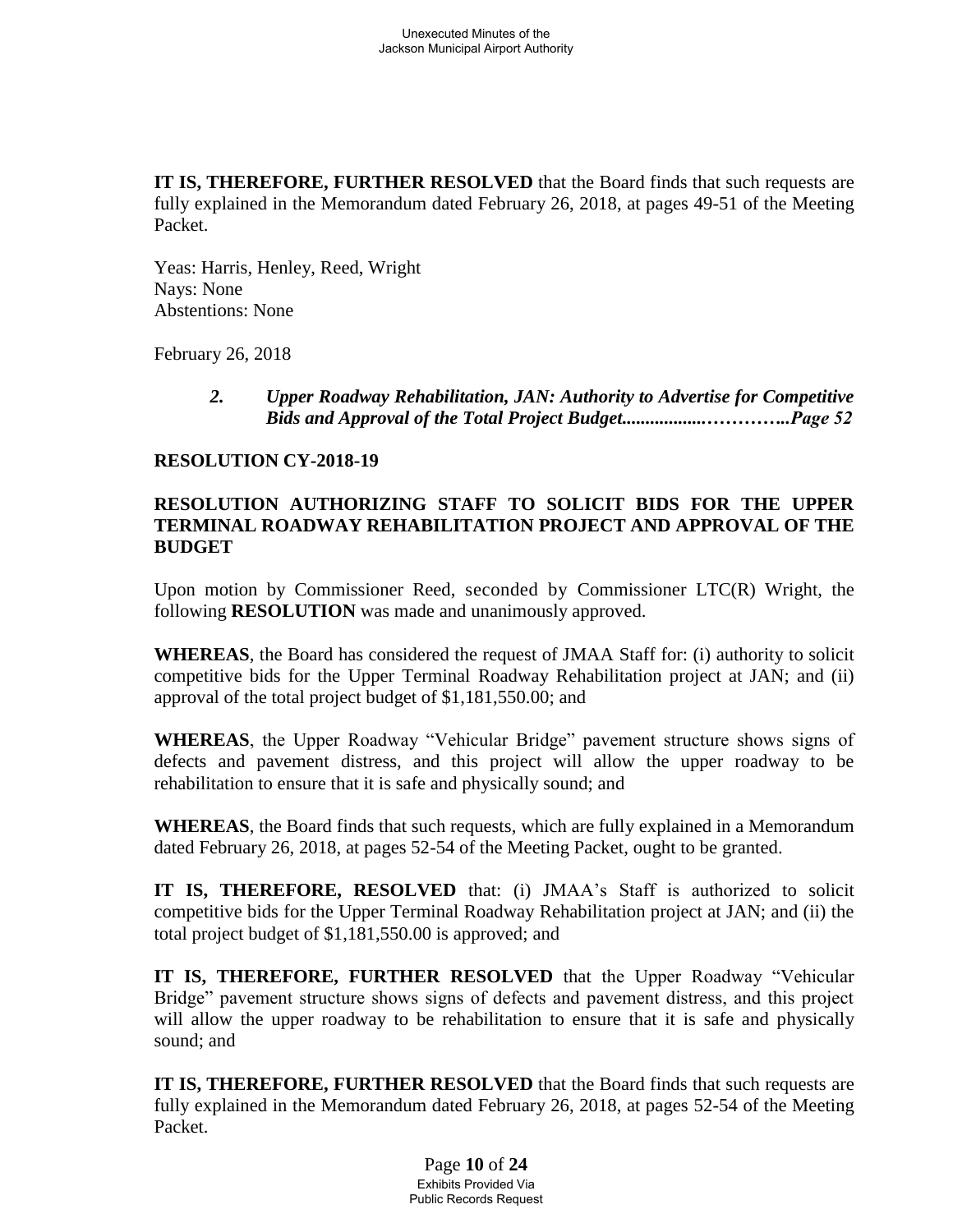**IT IS, THEREFORE, FURTHER RESOLVED** that the Board finds that such requests are fully explained in the Memorandum dated February 26, 2018, at pages 49-51 of the Meeting Packet.

Yeas: Harris, Henley, Reed, Wright
Nays: None
Abstentions: None

February 26, 2018

*2. Upper Roadway Rehabilitation, JAN: Authority to Advertise for Competitive Bids and Approval of the Total Project Budget.................…………..Page 52*

**RESOLUTION CY-2018-19**

**RESOLUTION AUTHORIZING STAFF TO SOLICIT BIDS FOR THE UPPER TERMINAL ROADWAY REHABILITATION PROJECT AND APPROVAL OF THE BUDGET**

Upon motion by Commissioner Reed, seconded by Commissioner LTC(R) Wright, the following **RESOLUTION** was made and unanimously approved.

**WHEREAS**, the Board has considered the request of JMAA Staff for: (i) authority to solicit competitive bids for the Upper Terminal Roadway Rehabilitation project at JAN; and (ii) approval of the total project budget of $1,181,550.00; and

**WHEREAS**, the Upper Roadway "Vehicular Bridge" pavement structure shows signs of defects and pavement distress, and this project will allow the upper roadway to be rehabilitation to ensure that it is safe and physically sound; and

**WHEREAS**, the Board finds that such requests, which are fully explained in a Memorandum dated February 26, 2018, at pages 52-54 of the Meeting Packet, ought to be granted.

**IT IS, THEREFORE, RESOLVED** that: (i) JMAA's Staff is authorized to solicit competitive bids for the Upper Terminal Roadway Rehabilitation project at JAN; and (ii) the total project budget of $1,181,550.00 is approved; and

**IT IS, THEREFORE, FURTHER RESOLVED** that the Upper Roadway "Vehicular Bridge" pavement structure shows signs of defects and pavement distress, and this project will allow the upper roadway to be rehabilitation to ensure that it is safe and physically sound; and

**IT IS, THEREFORE, FURTHER RESOLVED** that the Board finds that such requests are fully explained in the Memorandum dated February 26, 2018, at pages 52-54 of the Meeting Packet.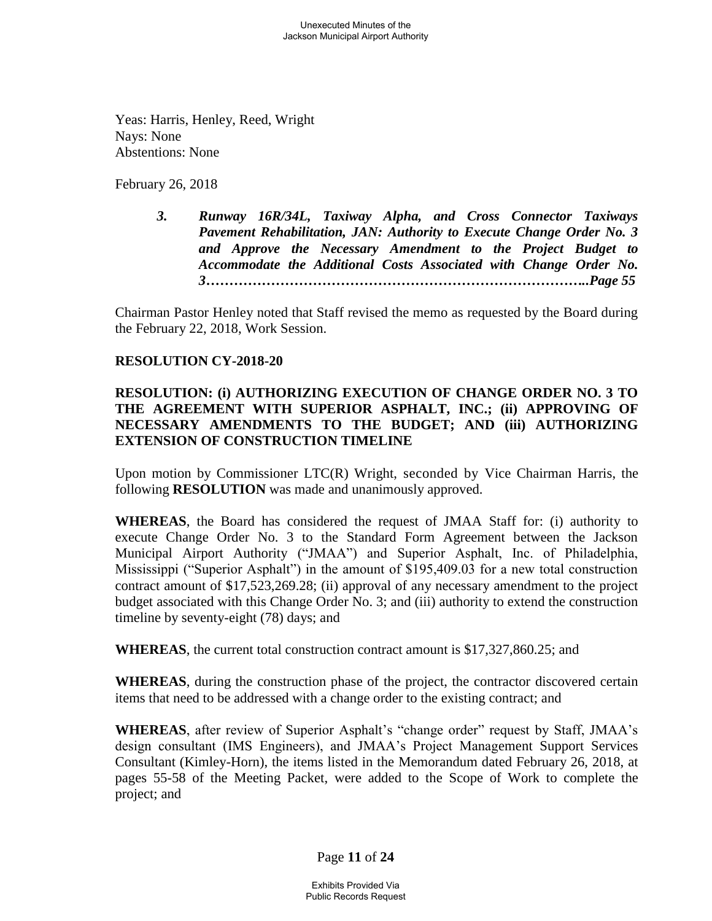Yeas: Harris, Henley, Reed, Wright
Nays: None
Abstentions: None

February 26, 2018

> ***3. Runway 16R/34L, Taxiway Alpha, and Cross Connector Taxiways Pavement Rehabilitation, JAN: Authority to Execute Change Order No. 3 and Approve the Necessary Amendment to the Project Budget to Accommodate the Additional Costs Associated with Change Order No. 3…………………………………………………………………..Page 55***

Chairman Pastor Henley noted that Staff revised the memo as requested by the Board during the February 22, 2018, Work Session.

**RESOLUTION CY-2018-20**

**RESOLUTION: (i) AUTHORIZING EXECUTION OF CHANGE ORDER NO. 3 TO THE AGREEMENT WITH SUPERIOR ASPHALT, INC.; (ii) APPROVING OF NECESSARY AMENDMENTS TO THE BUDGET; AND (iii) AUTHORIZING EXTENSION OF CONSTRUCTION TIMELINE**

Upon motion by Commissioner LTC(R) Wright, seconded by Vice Chairman Harris, the following **RESOLUTION** was made and unanimously approved.

**WHEREAS**, the Board has considered the request of JMAA Staff for: (i) authority to execute Change Order No. 3 to the Standard Form Agreement between the Jackson Municipal Airport Authority ("JMAA") and Superior Asphalt, Inc. of Philadelphia, Mississippi ("Superior Asphalt") in the amount of $195,409.03 for a new total construction contract amount of $17,523,269.28; (ii) approval of any necessary amendment to the project budget associated with this Change Order No. 3; and (iii) authority to extend the construction timeline by seventy-eight (78) days; and

**WHEREAS**, the current total construction contract amount is $17,327,860.25; and

**WHEREAS**, during the construction phase of the project, the contractor discovered certain items that need to be addressed with a change order to the existing contract; and

**WHEREAS**, after review of Superior Asphalt's "change order" request by Staff, JMAA's design consultant (IMS Engineers), and JMAA's Project Management Support Services Consultant (Kimley-Horn), the items listed in the Memorandum dated February 26, 2018, at pages 55-58 of the Meeting Packet, were added to the Scope of Work to complete the project; and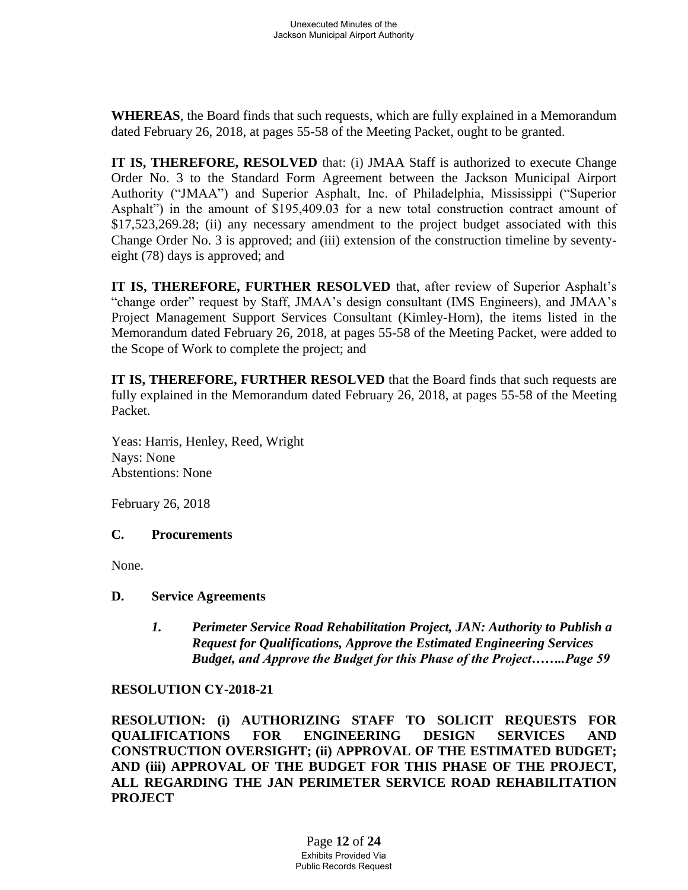**WHEREAS**, the Board finds that such requests, which are fully explained in a Memorandum dated February 26, 2018, at pages 55-58 of the Meeting Packet, ought to be granted.

**IT IS, THEREFORE, RESOLVED** that: (i) JMAA Staff is authorized to execute Change Order No. 3 to the Standard Form Agreement between the Jackson Municipal Airport Authority ("JMAA") and Superior Asphalt, Inc. of Philadelphia, Mississippi ("Superior Asphalt") in the amount of $195,409.03 for a new total construction contract amount of $17,523,269.28; (ii) any necessary amendment to the project budget associated with this Change Order No. 3 is approved; and (iii) extension of the construction timeline by seventy-eight (78) days is approved; and

**IT IS, THEREFORE, FURTHER RESOLVED** that, after review of Superior Asphalt's "change order" request by Staff, JMAA's design consultant (IMS Engineers), and JMAA's Project Management Support Services Consultant (Kimley-Horn), the items listed in the Memorandum dated February 26, 2018, at pages 55-58 of the Meeting Packet, were added to the Scope of Work to complete the project; and

**IT IS, THEREFORE, FURTHER RESOLVED** that the Board finds that such requests are fully explained in the Memorandum dated February 26, 2018, at pages 55-58 of the Meeting Packet.

Yeas: Harris, Henley, Reed, Wright
Nays: None
Abstentions: None

February 26, 2018

## C. Procurements

None.

## D. Service Agreements

1. ***Perimeter Service Road Rehabilitation Project, JAN: Authority to Publish a Request for Qualifications, Approve the Estimated Engineering Services Budget, and Approve the Budget for this Phase of the Project……..Page 59***

**RESOLUTION CY-2018-21**

**RESOLUTION: (i) AUTHORIZING STAFF TO SOLICIT REQUESTS FOR QUALIFICATIONS FOR ENGINEERING DESIGN SERVICES AND CONSTRUCTION OVERSIGHT; (ii) APPROVAL OF THE ESTIMATED BUDGET; AND (iii) APPROVAL OF THE BUDGET FOR THIS PHASE OF THE PROJECT, ALL REGARDING THE JAN PERIMETER SERVICE ROAD REHABILITATION PROJECT**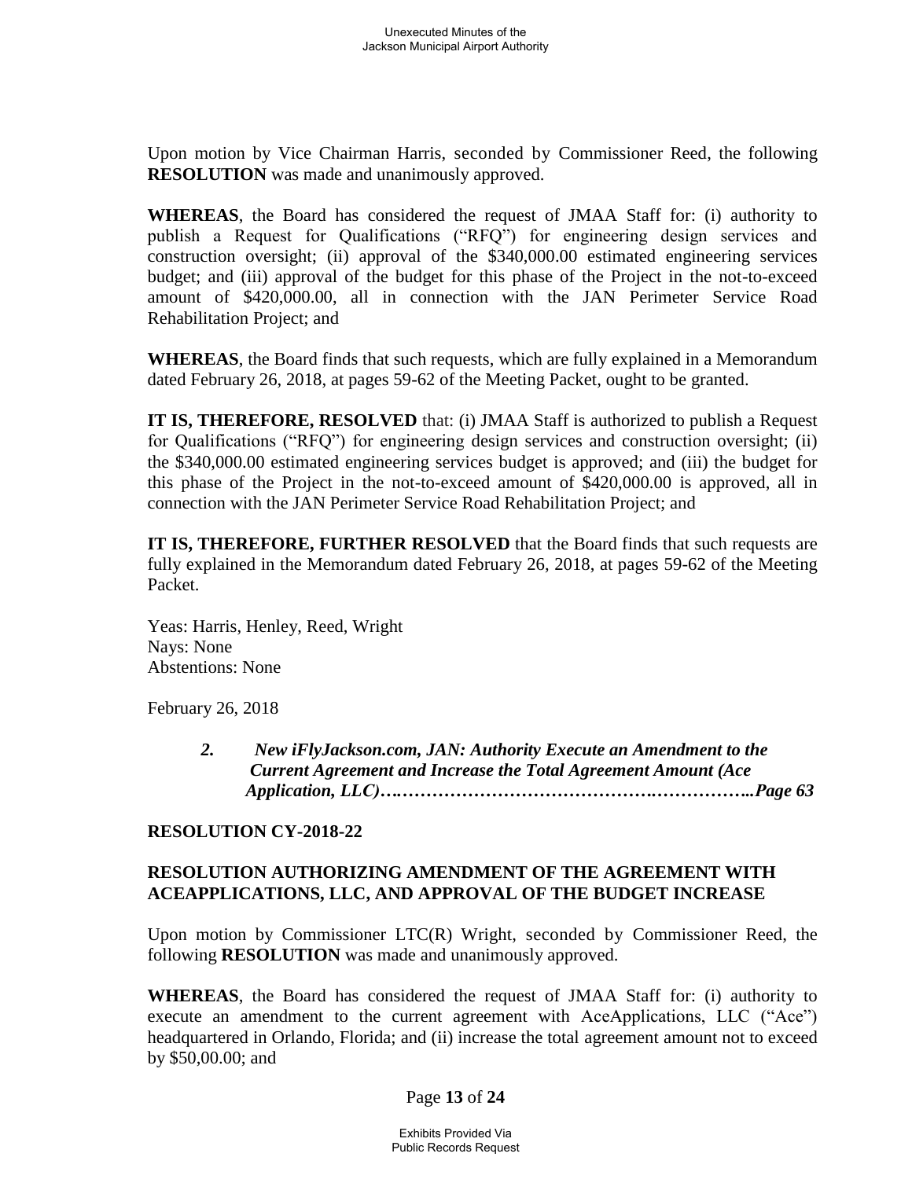Upon motion by Vice Chairman Harris, seconded by Commissioner Reed, the following **RESOLUTION** was made and unanimously approved.

**WHEREAS**, the Board has considered the request of JMAA Staff for: (i) authority to publish a Request for Qualifications ("RFQ") for engineering design services and construction oversight; (ii) approval of the $340,000.00 estimated engineering services budget; and (iii) approval of the budget for this phase of the Project in the not-to-exceed amount of $420,000.00, all in connection with the JAN Perimeter Service Road Rehabilitation Project; and

**WHEREAS**, the Board finds that such requests, which are fully explained in a Memorandum dated February 26, 2018, at pages 59-62 of the Meeting Packet, ought to be granted.

**IT IS, THEREFORE, RESOLVED** that: (i) JMAA Staff is authorized to publish a Request for Qualifications ("RFQ") for engineering design services and construction oversight; (ii) the $340,000.00 estimated engineering services budget is approved; and (iii) the budget for this phase of the Project in the not-to-exceed amount of $420,000.00 is approved, all in connection with the JAN Perimeter Service Road Rehabilitation Project; and

**IT IS, THEREFORE, FURTHER RESOLVED** that the Board finds that such requests are fully explained in the Memorandum dated February 26, 2018, at pages 59-62 of the Meeting Packet.

Yeas: Harris, Henley, Reed, Wright
Nays: None
Abstentions: None

February 26, 2018

> ***2. New iFlyJackson.com, JAN: Authority Execute an Amendment to the Current Agreement and Increase the Total Agreement Amount (Ace Application, LLC)….……………………………………….……………..Page 63***

**RESOLUTION CY-2018-22**

**RESOLUTION AUTHORIZING AMENDMENT OF THE AGREEMENT WITH ACEAPPLICATIONS, LLC, AND APPROVAL OF THE BUDGET INCREASE**

Upon motion by Commissioner LTC(R) Wright, seconded by Commissioner Reed, the following **RESOLUTION** was made and unanimously approved.

**WHEREAS**, the Board has considered the request of JMAA Staff for: (i) authority to execute an amendment to the current agreement with AceApplications, LLC ("Ace") headquartered in Orlando, Florida; and (ii) increase the total agreement amount not to exceed by $50,00.00; and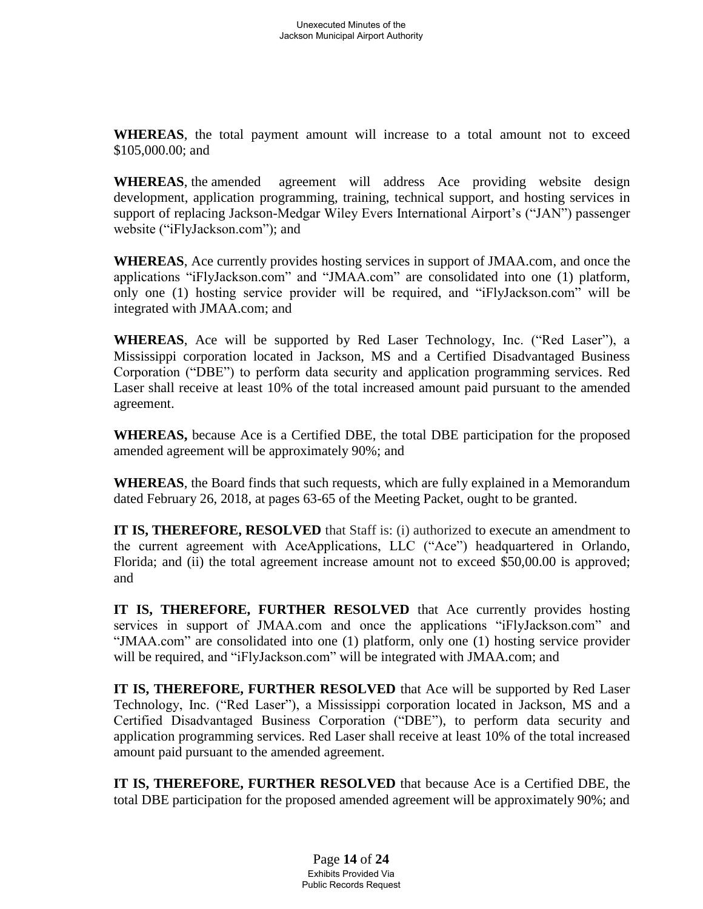**WHEREAS**, the total payment amount will increase to a total amount not to exceed $105,000.00; and

**WHEREAS**, the amended agreement will address Ace providing website design development, application programming, training, technical support, and hosting services in support of replacing Jackson-Medgar Wiley Evers International Airport's ("JAN") passenger website ("iFlyJackson.com"); and

**WHEREAS**, Ace currently provides hosting services in support of JMAA.com, and once the applications "iFlyJackson.com" and "JMAA.com" are consolidated into one (1) platform, only one (1) hosting service provider will be required, and "iFlyJackson.com" will be integrated with JMAA.com; and

**WHEREAS**, Ace will be supported by Red Laser Technology, Inc. ("Red Laser"), a Mississippi corporation located in Jackson, MS and a Certified Disadvantaged Business Corporation ("DBE") to perform data security and application programming services. Red Laser shall receive at least 10% of the total increased amount paid pursuant to the amended agreement.

**WHEREAS,** because Ace is a Certified DBE, the total DBE participation for the proposed amended agreement will be approximately 90%; and

**WHEREAS**, the Board finds that such requests, which are fully explained in a Memorandum dated February 26, 2018, at pages 63-65 of the Meeting Packet, ought to be granted.

**IT IS, THEREFORE, RESOLVED** that Staff is: (i) authorized to execute an amendment to the current agreement with AceApplications, LLC ("Ace") headquartered in Orlando, Florida; and (ii) the total agreement increase amount not to exceed $50,00.00 is approved; and

**IT IS, THEREFORE, FURTHER RESOLVED** that Ace currently provides hosting services in support of JMAA.com and once the applications "iFlyJackson.com" and "JMAA.com" are consolidated into one (1) platform, only one (1) hosting service provider will be required, and "iFlyJackson.com" will be integrated with JMAA.com; and

**IT IS, THEREFORE, FURTHER RESOLVED** that Ace will be supported by Red Laser Technology, Inc. ("Red Laser"), a Mississippi corporation located in Jackson, MS and a Certified Disadvantaged Business Corporation ("DBE"), to perform data security and application programming services. Red Laser shall receive at least 10% of the total increased amount paid pursuant to the amended agreement.

**IT IS, THEREFORE, FURTHER RESOLVED** that because Ace is a Certified DBE, the total DBE participation for the proposed amended agreement will be approximately 90%; and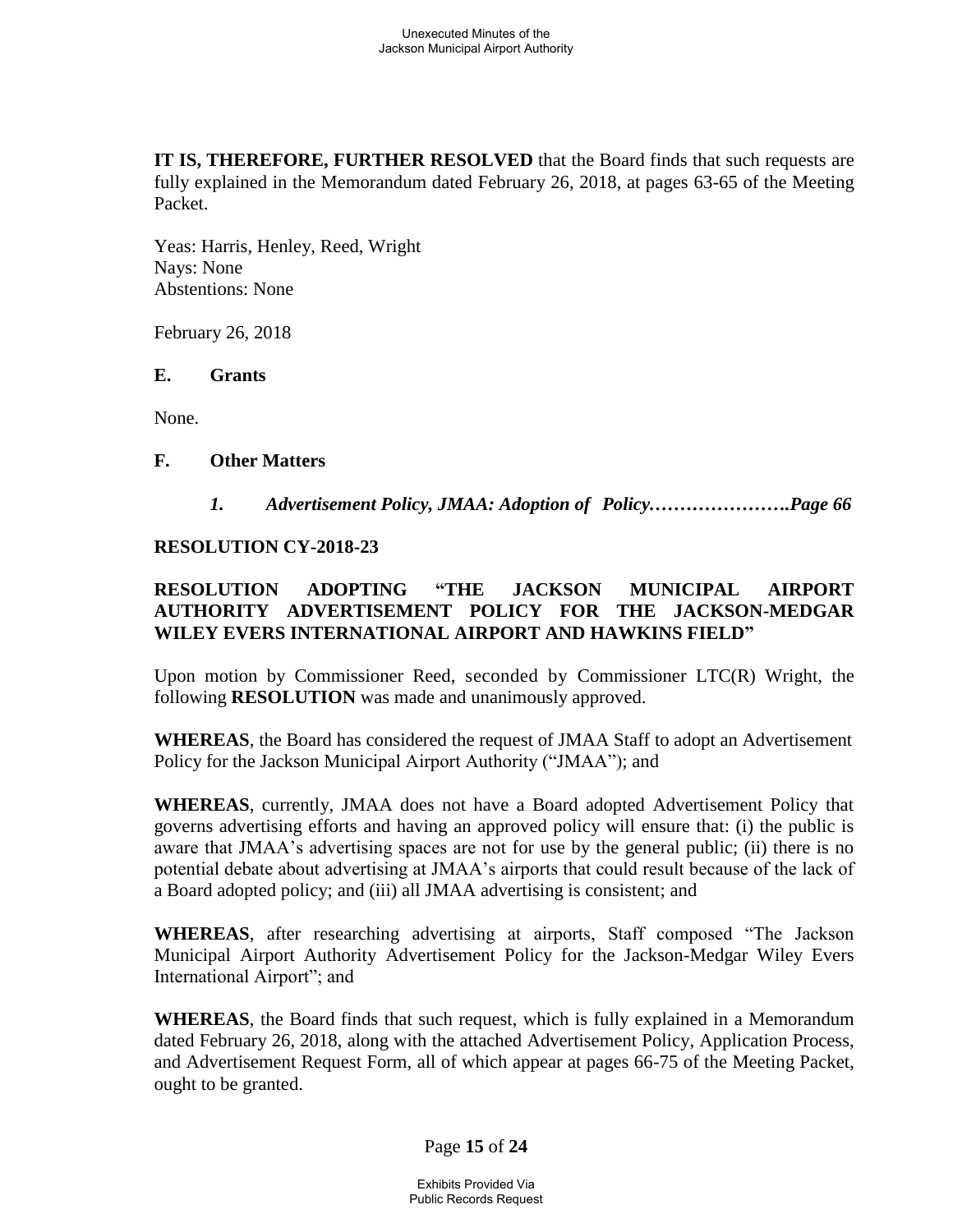**IT IS, THEREFORE, FURTHER RESOLVED** that the Board finds that such requests are fully explained in the Memorandum dated February 26, 2018, at pages 63-65 of the Meeting Packet.

Yeas: Harris, Henley, Reed, Wright
Nays: None
Abstentions: None

February 26, 2018

**E. Grants**

None.

**F. Other Matters**

***1. Advertisement Policy, JMAA: Adoption of Policy…………………..Page 66***

**RESOLUTION CY-2018-23**

**RESOLUTION ADOPTING "THE JACKSON MUNICIPAL AIRPORT AUTHORITY ADVERTISEMENT POLICY FOR THE JACKSON-MEDGAR WILEY EVERS INTERNATIONAL AIRPORT AND HAWKINS FIELD"**

Upon motion by Commissioner Reed, seconded by Commissioner LTC(R) Wright, the following **RESOLUTION** was made and unanimously approved.

**WHEREAS**, the Board has considered the request of JMAA Staff to adopt an Advertisement Policy for the Jackson Municipal Airport Authority ("JMAA"); and

**WHEREAS**, currently, JMAA does not have a Board adopted Advertisement Policy that governs advertising efforts and having an approved policy will ensure that: (i) the public is aware that JMAA's advertising spaces are not for use by the general public; (ii) there is no potential debate about advertising at JMAA's airports that could result because of the lack of a Board adopted policy; and (iii) all JMAA advertising is consistent; and

**WHEREAS**, after researching advertising at airports, Staff composed "The Jackson Municipal Airport Authority Advertisement Policy for the Jackson-Medgar Wiley Evers International Airport"; and

**WHEREAS**, the Board finds that such request, which is fully explained in a Memorandum dated February 26, 2018, along with the attached Advertisement Policy, Application Process, and Advertisement Request Form, all of which appear at pages 66-75 of the Meeting Packet, ought to be granted.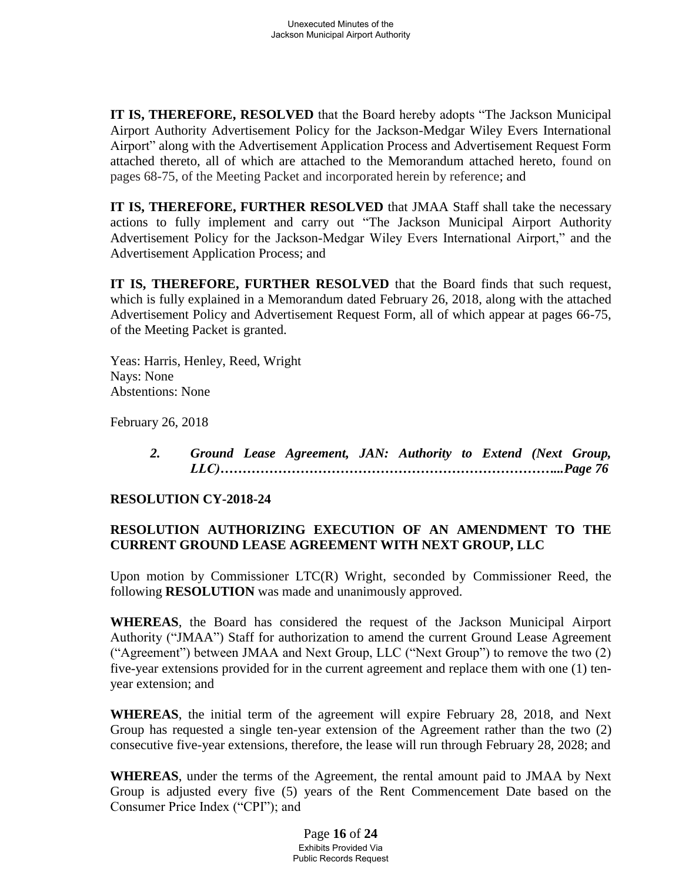**IT IS, THEREFORE, RESOLVED** that the Board hereby adopts "The Jackson Municipal Airport Authority Advertisement Policy for the Jackson-Medgar Wiley Evers International Airport" along with the Advertisement Application Process and Advertisement Request Form attached thereto, all of which are attached to the Memorandum attached hereto, found on pages 68-75, of the Meeting Packet and incorporated herein by reference; and

**IT IS, THEREFORE, FURTHER RESOLVED** that JMAA Staff shall take the necessary actions to fully implement and carry out "The Jackson Municipal Airport Authority Advertisement Policy for the Jackson-Medgar Wiley Evers International Airport," and the Advertisement Application Process; and

**IT IS, THEREFORE, FURTHER RESOLVED** that the Board finds that such request, which is fully explained in a Memorandum dated February 26, 2018, along with the attached Advertisement Policy and Advertisement Request Form, all of which appear at pages 66-75, of the Meeting Packet is granted.

Yeas: Harris, Henley, Reed, Wright
Nays: None
Abstentions: None

February 26, 2018

> ***2. Ground Lease Agreement, JAN: Authority to Extend (Next Group, LLC)……………………………………………………………...Page 76***

**RESOLUTION CY-2018-24**

**RESOLUTION AUTHORIZING EXECUTION OF AN AMENDMENT TO THE CURRENT GROUND LEASE AGREEMENT WITH NEXT GROUP, LLC**

Upon motion by Commissioner LTC(R) Wright, seconded by Commissioner Reed, the following **RESOLUTION** was made and unanimously approved.

**WHEREAS**, the Board has considered the request of the Jackson Municipal Airport Authority ("JMAA") Staff for authorization to amend the current Ground Lease Agreement ("Agreement") between JMAA and Next Group, LLC ("Next Group") to remove the two (2) five-year extensions provided for in the current agreement and replace them with one (1) ten-year extension; and

**WHEREAS**, the initial term of the agreement will expire February 28, 2018, and Next Group has requested a single ten-year extension of the Agreement rather than the two (2) consecutive five-year extensions, therefore, the lease will run through February 28, 2028; and

**WHEREAS**, under the terms of the Agreement, the rental amount paid to JMAA by Next Group is adjusted every five (5) years of the Rent Commencement Date based on the Consumer Price Index ("CPI"); and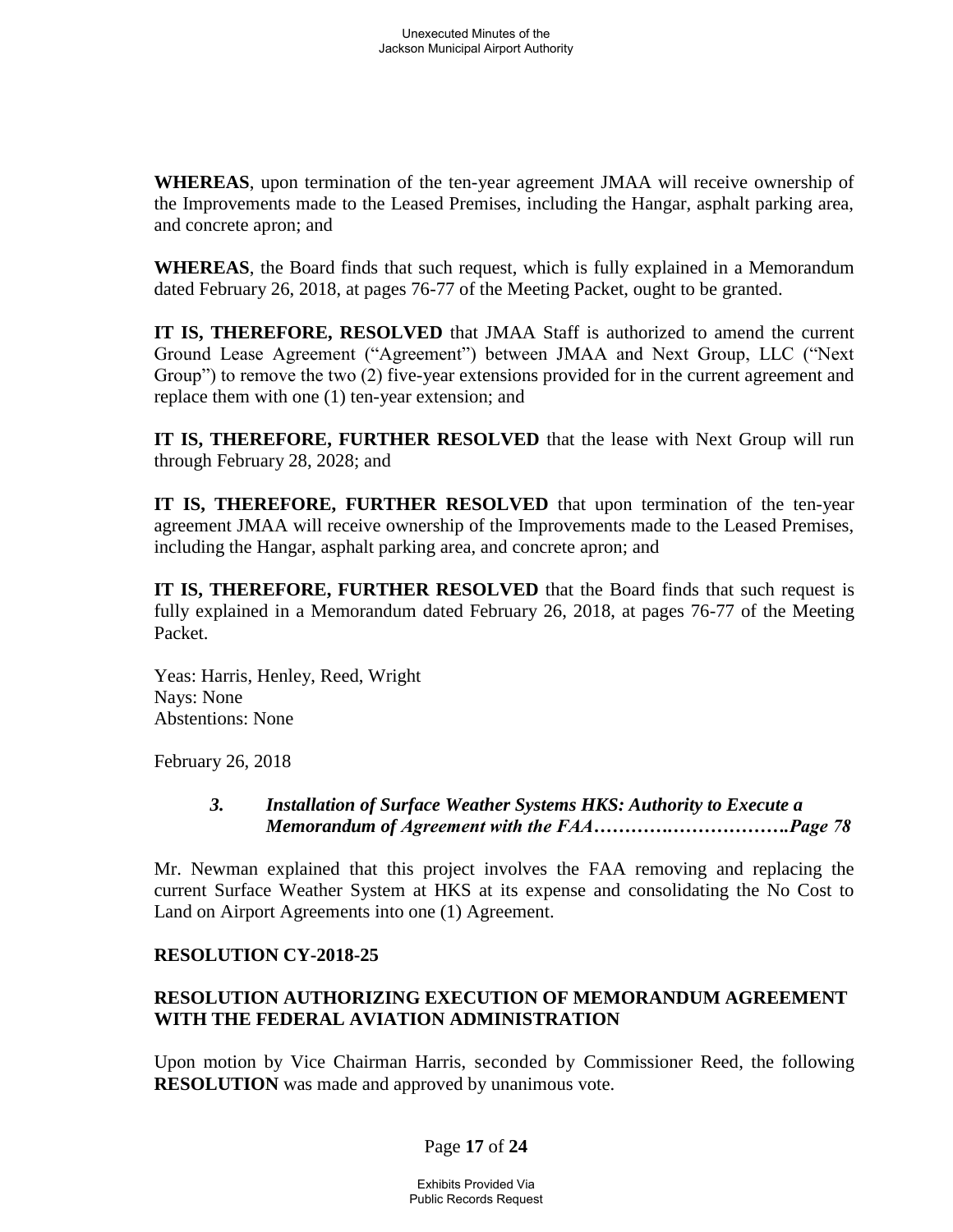**WHEREAS**, upon termination of the ten-year agreement JMAA will receive ownership of the Improvements made to the Leased Premises, including the Hangar, asphalt parking area, and concrete apron; and

**WHEREAS**, the Board finds that such request, which is fully explained in a Memorandum dated February 26, 2018, at pages 76-77 of the Meeting Packet, ought to be granted.

**IT IS, THEREFORE, RESOLVED** that JMAA Staff is authorized to amend the current Ground Lease Agreement ("Agreement") between JMAA and Next Group, LLC ("Next Group") to remove the two (2) five-year extensions provided for in the current agreement and replace them with one (1) ten-year extension; and

**IT IS, THEREFORE, FURTHER RESOLVED** that the lease with Next Group will run through February 28, 2028; and

**IT IS, THEREFORE, FURTHER RESOLVED** that upon termination of the ten-year agreement JMAA will receive ownership of the Improvements made to the Leased Premises, including the Hangar, asphalt parking area, and concrete apron; and

**IT IS, THEREFORE, FURTHER RESOLVED** that the Board finds that such request is fully explained in a Memorandum dated February 26, 2018, at pages 76-77 of the Meeting Packet.

Yeas: Harris, Henley, Reed, Wright
Nays: None
Abstentions: None

February 26, 2018

> ***3. Installation of Surface Weather Systems HKS: Authority to Execute a Memorandum of Agreement with the FAA………….……………….Page 78***

Mr. Newman explained that this project involves the FAA removing and replacing the current Surface Weather System at HKS at its expense and consolidating the No Cost to Land on Airport Agreements into one (1) Agreement.

**RESOLUTION CY-2018-25**

**RESOLUTION AUTHORIZING EXECUTION OF MEMORANDUM AGREEMENT WITH THE FEDERAL AVIATION ADMINISTRATION**

Upon motion by Vice Chairman Harris, seconded by Commissioner Reed, the following **RESOLUTION** was made and approved by unanimous vote.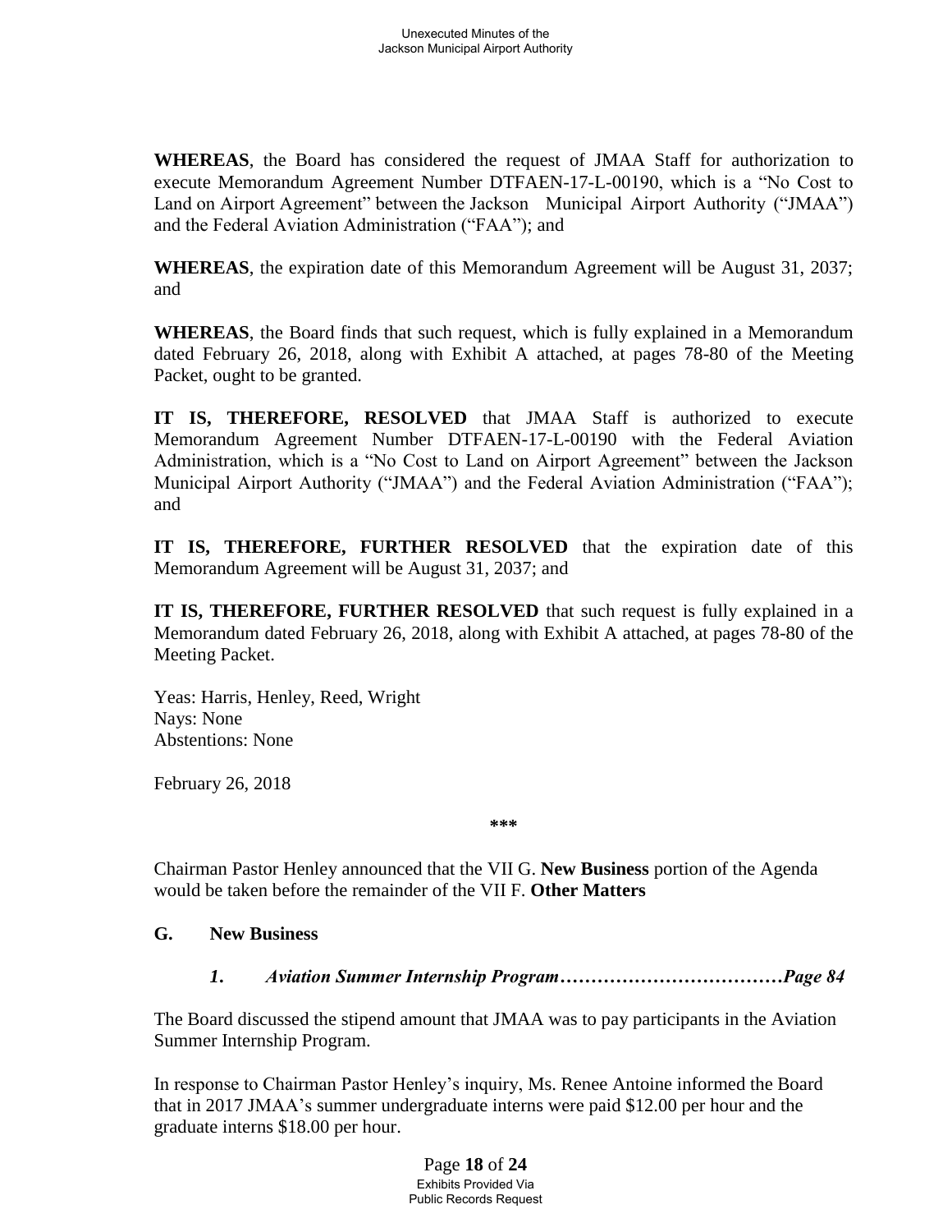**WHEREAS**, the Board has considered the request of JMAA Staff for authorization to execute Memorandum Agreement Number DTFAEN-17-L-00190, which is a "No Cost to Land on Airport Agreement" between the Jackson Municipal Airport Authority ("JMAA") and the Federal Aviation Administration ("FAA"); and

**WHEREAS**, the expiration date of this Memorandum Agreement will be August 31, 2037; and

**WHEREAS**, the Board finds that such request, which is fully explained in a Memorandum dated February 26, 2018, along with Exhibit A attached, at pages 78-80 of the Meeting Packet, ought to be granted.

**IT IS, THEREFORE, RESOLVED** that JMAA Staff is authorized to execute Memorandum Agreement Number DTFAEN-17-L-00190 with the Federal Aviation Administration, which is a "No Cost to Land on Airport Agreement" between the Jackson Municipal Airport Authority ("JMAA") and the Federal Aviation Administration ("FAA"); and

**IT IS, THEREFORE, FURTHER RESOLVED** that the expiration date of this Memorandum Agreement will be August 31, 2037; and

**IT IS, THEREFORE, FURTHER RESOLVED** that such request is fully explained in a Memorandum dated February 26, 2018, along with Exhibit A attached, at pages 78-80 of the Meeting Packet.

Yeas: Harris, Henley, Reed, Wright
Nays: None
Abstentions: None

February 26, 2018

***

Chairman Pastor Henley announced that the VII G. **New Business** portion of the Agenda would be taken before the remainder of the VII F. **Other Matters**

**G. New Business**

***1. Aviation Summer Internship Program………………………………Page 84***

The Board discussed the stipend amount that JMAA was to pay participants in the Aviation Summer Internship Program.

In response to Chairman Pastor Henley's inquiry, Ms. Renee Antoine informed the Board that in 2017 JMAA's summer undergraduate interns were paid $12.00 per hour and the graduate interns $18.00 per hour.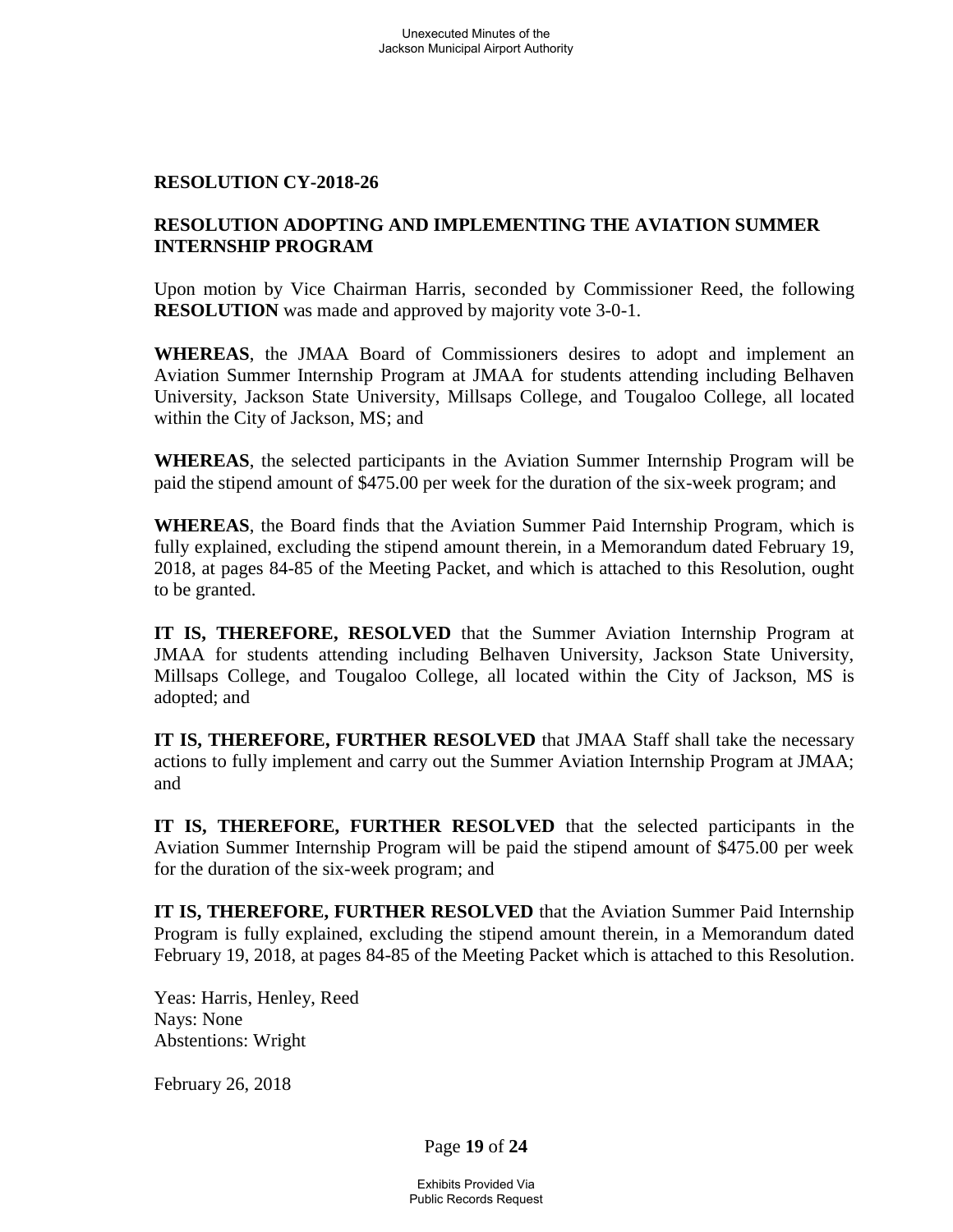**RESOLUTION CY-2018-26**

**RESOLUTION ADOPTING AND IMPLEMENTING THE AVIATION SUMMER INTERNSHIP PROGRAM**

Upon motion by Vice Chairman Harris, seconded by Commissioner Reed, the following **RESOLUTION** was made and approved by majority vote 3-0-1.

**WHEREAS**, the JMAA Board of Commissioners desires to adopt and implement an Aviation Summer Internship Program at JMAA for students attending including Belhaven University, Jackson State University, Millsaps College, and Tougaloo College, all located within the City of Jackson, MS; and

**WHEREAS**, the selected participants in the Aviation Summer Internship Program will be paid the stipend amount of $475.00 per week for the duration of the six-week program; and

**WHEREAS**, the Board finds that the Aviation Summer Paid Internship Program, which is fully explained, excluding the stipend amount therein, in a Memorandum dated February 19, 2018, at pages 84-85 of the Meeting Packet, and which is attached to this Resolution, ought to be granted.

**IT IS, THEREFORE, RESOLVED** that the Summer Aviation Internship Program at JMAA for students attending including Belhaven University, Jackson State University, Millsaps College, and Tougaloo College, all located within the City of Jackson, MS is adopted; and

**IT IS, THEREFORE, FURTHER RESOLVED** that JMAA Staff shall take the necessary actions to fully implement and carry out the Summer Aviation Internship Program at JMAA; and

**IT IS, THEREFORE, FURTHER RESOLVED** that the selected participants in the Aviation Summer Internship Program will be paid the stipend amount of $475.00 per week for the duration of the six-week program; and

**IT IS, THEREFORE, FURTHER RESOLVED** that the Aviation Summer Paid Internship Program is fully explained, excluding the stipend amount therein, in a Memorandum dated February 19, 2018, at pages 84-85 of the Meeting Packet which is attached to this Resolution.

Yeas: Harris, Henley, Reed
Nays: None
Abstentions: Wright

February 26, 2018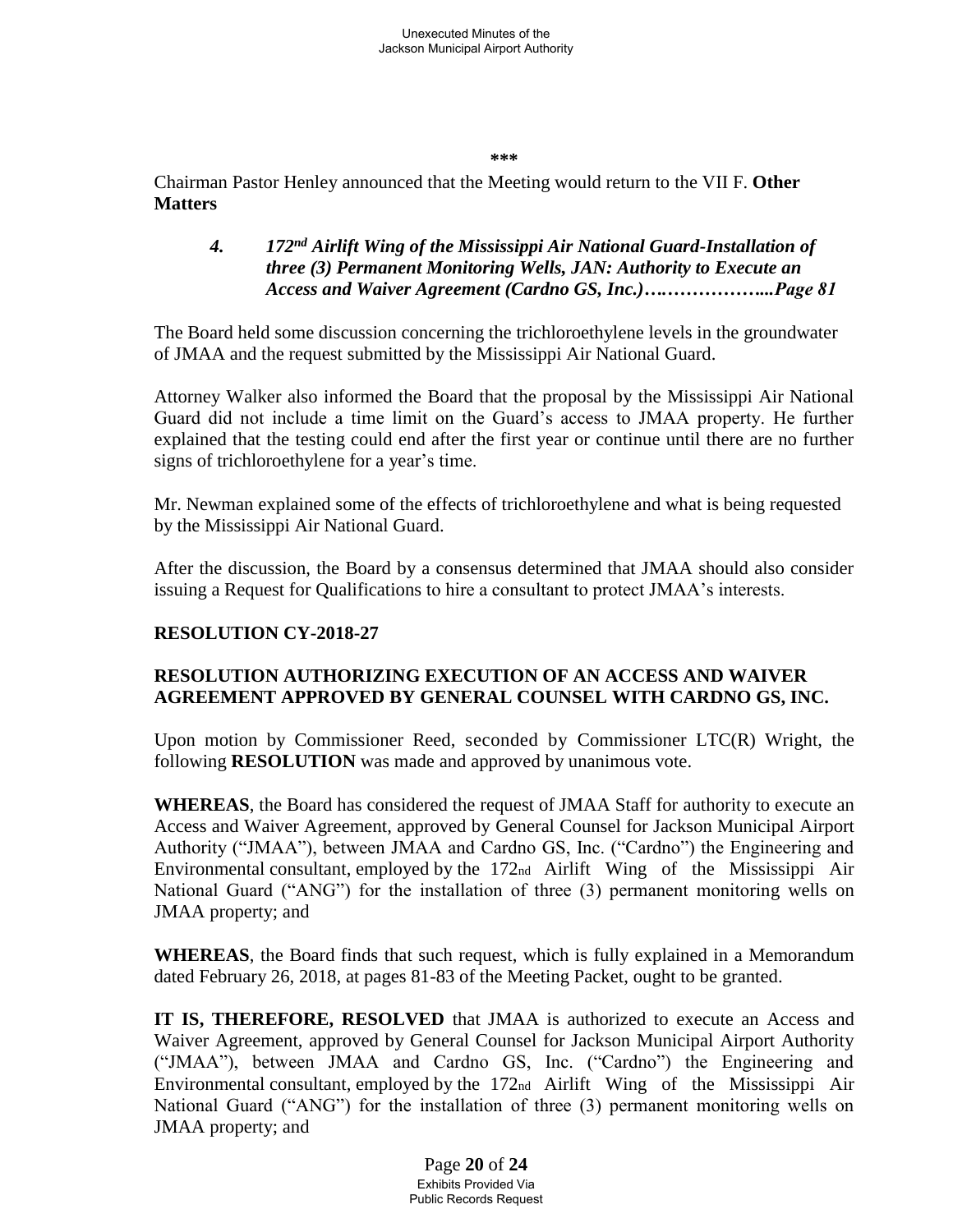***

Chairman Pastor Henley announced that the Meeting would return to the VII F. **Other Matters**

> ***4. 172nd Airlift Wing of the Mississippi Air National Guard-Installation of three (3) Permanent Monitoring Wells, JAN: Authority to Execute an Access and Waiver Agreement (Cardno GS, Inc.)…..……………...Page 81***

The Board held some discussion concerning the trichloroethylene levels in the groundwater of JMAA and the request submitted by the Mississippi Air National Guard.

Attorney Walker also informed the Board that the proposal by the Mississippi Air National Guard did not include a time limit on the Guard's access to JMAA property. He further explained that the testing could end after the first year or continue until there are no further signs of trichloroethylene for a year's time.

Mr. Newman explained some of the effects of trichloroethylene and what is being requested by the Mississippi Air National Guard.

After the discussion, the Board by a consensus determined that JMAA should also consider issuing a Request for Qualifications to hire a consultant to protect JMAA's interests.

**RESOLUTION CY-2018-27**

**RESOLUTION AUTHORIZING EXECUTION OF AN ACCESS AND WAIVER AGREEMENT APPROVED BY GENERAL COUNSEL WITH CARDNO GS, INC.**

Upon motion by Commissioner Reed, seconded by Commissioner LTC(R) Wright, the following **RESOLUTION** was made and approved by unanimous vote.

**WHEREAS**, the Board has considered the request of JMAA Staff for authority to execute an Access and Waiver Agreement, approved by General Counsel for Jackson Municipal Airport Authority ("JMAA"), between JMAA and Cardno GS, Inc. ("Cardno") the Engineering and Environmental consultant, employed by the 172nd Airlift Wing of the Mississippi Air National Guard ("ANG") for the installation of three (3) permanent monitoring wells on JMAA property; and

**WHEREAS**, the Board finds that such request, which is fully explained in a Memorandum dated February 26, 2018, at pages 81-83 of the Meeting Packet, ought to be granted.

**IT IS, THEREFORE, RESOLVED** that JMAA is authorized to execute an Access and Waiver Agreement, approved by General Counsel for Jackson Municipal Airport Authority ("JMAA"), between JMAA and Cardno GS, Inc. ("Cardno") the Engineering and Environmental consultant, employed by the 172nd Airlift Wing of the Mississippi Air National Guard ("ANG") for the installation of three (3) permanent monitoring wells on JMAA property; and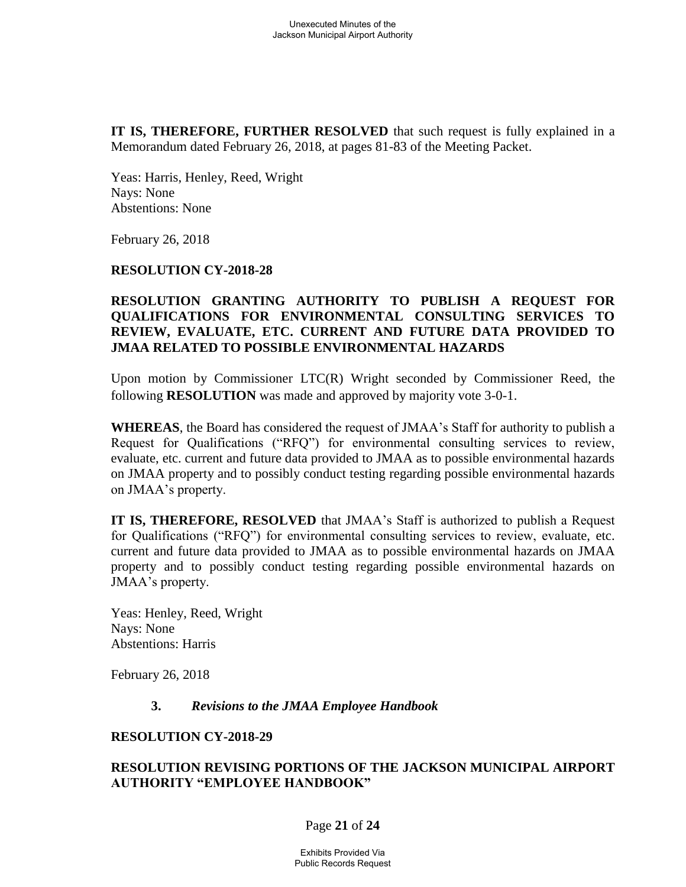**IT IS, THEREFORE, FURTHER RESOLVED** that such request is fully explained in a Memorandum dated February 26, 2018, at pages 81-83 of the Meeting Packet.

Yeas: Harris, Henley, Reed, Wright
Nays: None
Abstentions: None

February 26, 2018

**RESOLUTION CY-2018-28**

**RESOLUTION GRANTING AUTHORITY TO PUBLISH A REQUEST FOR QUALIFICATIONS FOR ENVIRONMENTAL CONSULTING SERVICES TO REVIEW, EVALUATE, ETC. CURRENT AND FUTURE DATA PROVIDED TO JMAA RELATED TO POSSIBLE ENVIRONMENTAL HAZARDS**

Upon motion by Commissioner LTC(R) Wright seconded by Commissioner Reed, the following **RESOLUTION** was made and approved by majority vote 3-0-1.

**WHEREAS**, the Board has considered the request of JMAA's Staff for authority to publish a Request for Qualifications ("RFQ") for environmental consulting services to review, evaluate, etc. current and future data provided to JMAA as to possible environmental hazards on JMAA property and to possibly conduct testing regarding possible environmental hazards on JMAA's property.

**IT IS, THEREFORE, RESOLVED** that JMAA's Staff is authorized to publish a Request for Qualifications ("RFQ") for environmental consulting services to review, evaluate, etc. current and future data provided to JMAA as to possible environmental hazards on JMAA property and to possibly conduct testing regarding possible environmental hazards on JMAA's property.

Yeas: Henley, Reed, Wright
Nays: None
Abstentions: Harris

February 26, 2018

**3.** ***Revisions to the JMAA Employee Handbook***

**RESOLUTION CY-2018-29**

**RESOLUTION REVISING PORTIONS OF THE JACKSON MUNICIPAL AIRPORT AUTHORITY "EMPLOYEE HANDBOOK"**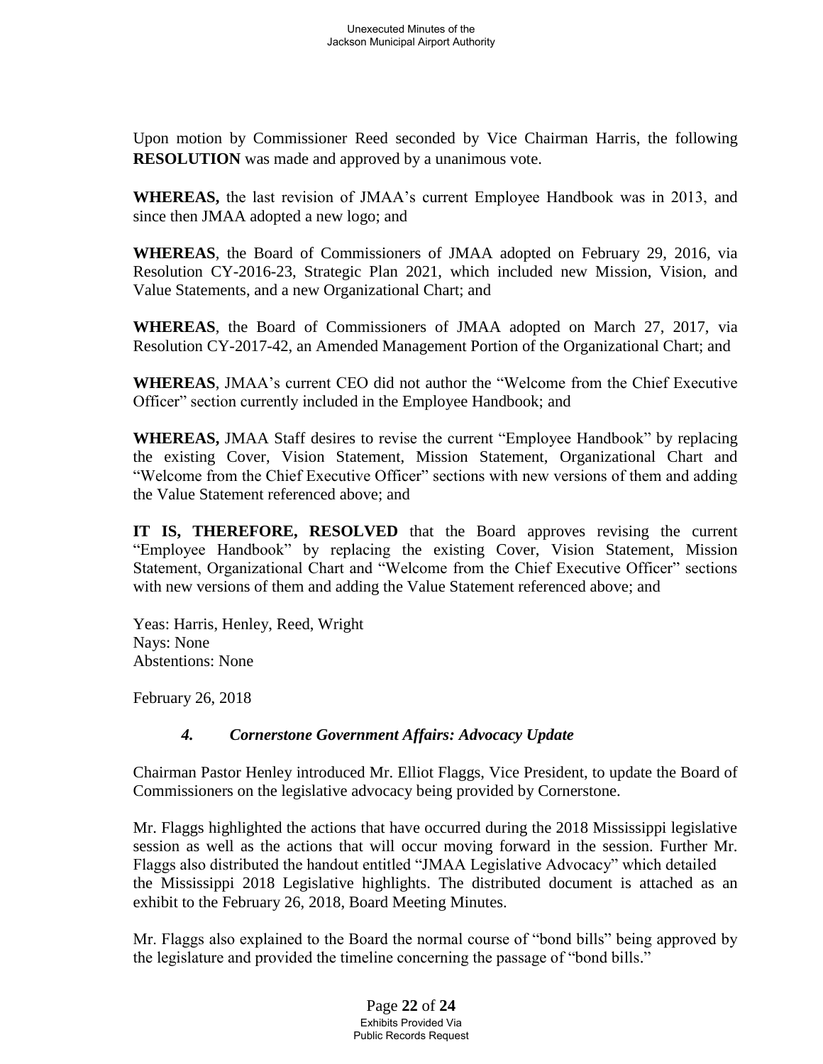Upon motion by Commissioner Reed seconded by Vice Chairman Harris, the following **RESOLUTION** was made and approved by a unanimous vote.

**WHEREAS,** the last revision of JMAA's current Employee Handbook was in 2013, and since then JMAA adopted a new logo; and

**WHEREAS**, the Board of Commissioners of JMAA adopted on February 29, 2016, via Resolution CY-2016-23, Strategic Plan 2021, which included new Mission, Vision, and Value Statements, and a new Organizational Chart; and

**WHEREAS**, the Board of Commissioners of JMAA adopted on March 27, 2017, via Resolution CY-2017-42, an Amended Management Portion of the Organizational Chart; and

**WHEREAS**, JMAA's current CEO did not author the "Welcome from the Chief Executive Officer" section currently included in the Employee Handbook; and

**WHEREAS,** JMAA Staff desires to revise the current "Employee Handbook" by replacing the existing Cover, Vision Statement, Mission Statement, Organizational Chart and "Welcome from the Chief Executive Officer" sections with new versions of them and adding the Value Statement referenced above; and

**IT IS, THEREFORE, RESOLVED** that the Board approves revising the current "Employee Handbook" by replacing the existing Cover, Vision Statement, Mission Statement, Organizational Chart and "Welcome from the Chief Executive Officer" sections with new versions of them and adding the Value Statement referenced above; and

Yeas: Harris, Henley, Reed, Wright
Nays: None
Abstentions: None

February 26, 2018

### *4. Cornerstone Government Affairs: Advocacy Update*

Chairman Pastor Henley introduced Mr. Elliot Flaggs, Vice President, to update the Board of Commissioners on the legislative advocacy being provided by Cornerstone.

Mr. Flaggs highlighted the actions that have occurred during the 2018 Mississippi legislative session as well as the actions that will occur moving forward in the session. Further Mr. Flaggs also distributed the handout entitled "JMAA Legislative Advocacy" which detailed the Mississippi 2018 Legislative highlights. The distributed document is attached as an exhibit to the February 26, 2018, Board Meeting Minutes.

Mr. Flaggs also explained to the Board the normal course of "bond bills" being approved by the legislature and provided the timeline concerning the passage of "bond bills."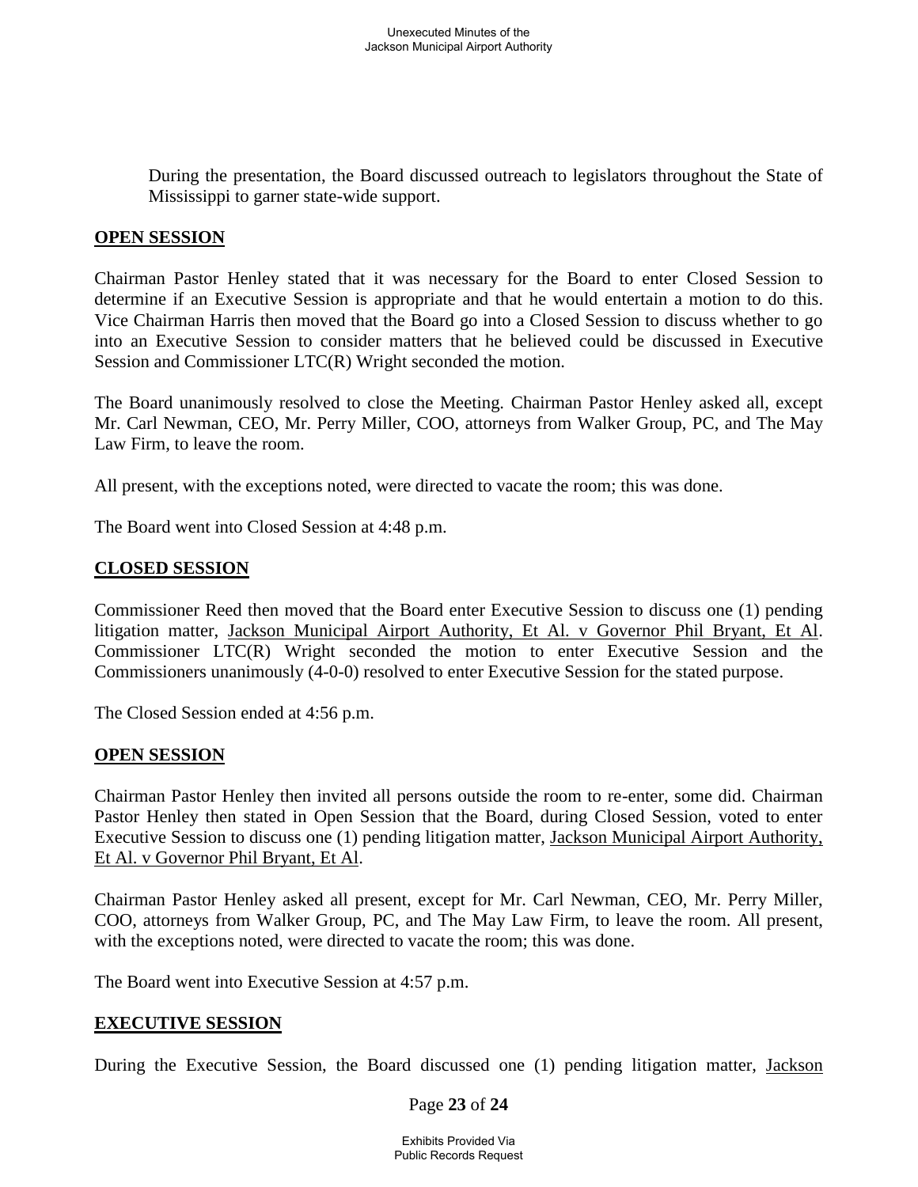During the presentation, the Board discussed outreach to legislators throughout the State of Mississippi to garner state-wide support.

## OPEN SESSION

Chairman Pastor Henley stated that it was necessary for the Board to enter Closed Session to determine if an Executive Session is appropriate and that he would entertain a motion to do this. Vice Chairman Harris then moved that the Board go into a Closed Session to discuss whether to go into an Executive Session to consider matters that he believed could be discussed in Executive Session and Commissioner LTC(R) Wright seconded the motion.

The Board unanimously resolved to close the Meeting. Chairman Pastor Henley asked all, except Mr. Carl Newman, CEO, Mr. Perry Miller, COO, attorneys from Walker Group, PC, and The May Law Firm, to leave the room.

All present, with the exceptions noted, were directed to vacate the room; this was done.

The Board went into Closed Session at 4:48 p.m.

## CLOSED SESSION

Commissioner Reed then moved that the Board enter Executive Session to discuss one (1) pending litigation matter, Jackson Municipal Airport Authority, Et Al. v Governor Phil Bryant, Et Al. Commissioner LTC(R) Wright seconded the motion to enter Executive Session and the Commissioners unanimously (4-0-0) resolved to enter Executive Session for the stated purpose.

The Closed Session ended at 4:56 p.m.

## OPEN SESSION

Chairman Pastor Henley then invited all persons outside the room to re-enter, some did. Chairman Pastor Henley then stated in Open Session that the Board, during Closed Session, voted to enter Executive Session to discuss one (1) pending litigation matter, Jackson Municipal Airport Authority, Et Al. v Governor Phil Bryant, Et Al.

Chairman Pastor Henley asked all present, except for Mr. Carl Newman, CEO, Mr. Perry Miller, COO, attorneys from Walker Group, PC, and The May Law Firm, to leave the room. All present, with the exceptions noted, were directed to vacate the room; this was done.

The Board went into Executive Session at 4:57 p.m.

## EXECUTIVE SESSION

During the Executive Session, the Board discussed one (1) pending litigation matter, Jackson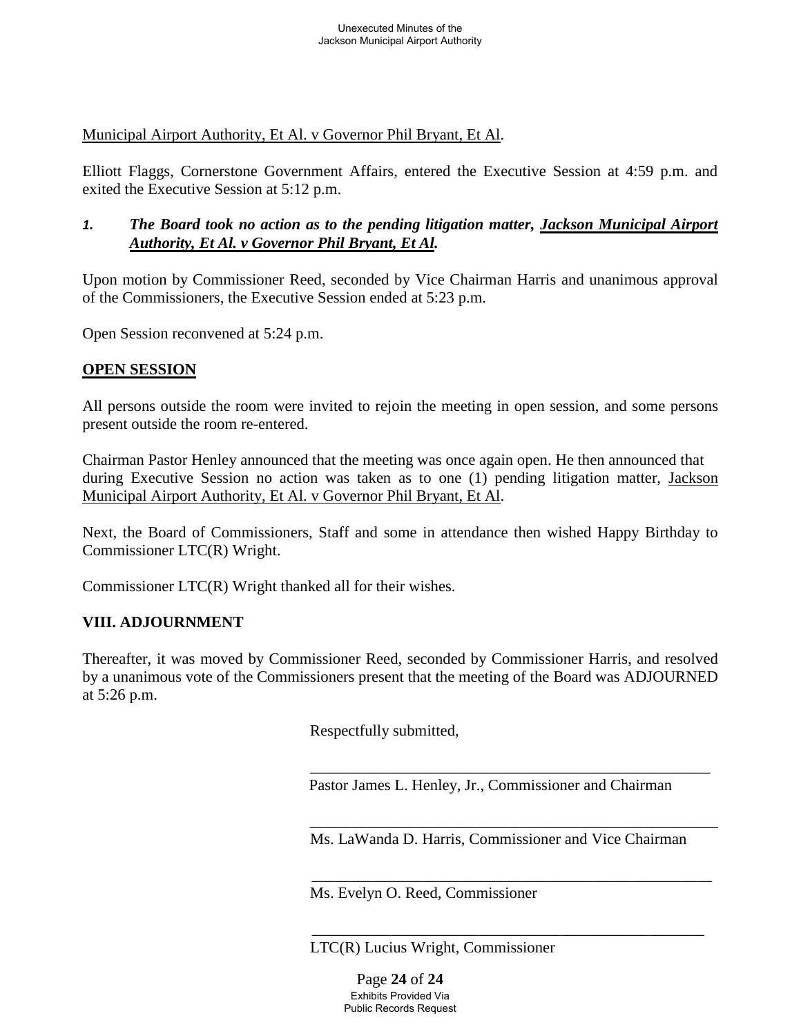Municipal Airport Authority, Et Al. v Governor Phil Bryant, Et Al.

Elliott Flaggs, Cornerstone Government Affairs, entered the Executive Session at 4:59 p.m. and exited the Executive Session at 5:12 p.m.

1. ***The Board took no action as to the pending litigation matter, Jackson Municipal Airport Authority, Et Al. v Governor Phil Bryant, Et Al.***

Upon motion by Commissioner Reed, seconded by Vice Chairman Harris and unanimous approval of the Commissioners, the Executive Session ended at 5:23 p.m.

Open Session reconvened at 5:24 p.m.

**OPEN SESSION**

All persons outside the room were invited to rejoin the meeting in open session, and some persons present outside the room re-entered.

Chairman Pastor Henley announced that the meeting was once again open. He then announced that during Executive Session no action was taken as to one (1) pending litigation matter, Jackson Municipal Airport Authority, Et Al. v Governor Phil Bryant, Et Al.

Next, the Board of Commissioners, Staff and some in attendance then wished Happy Birthday to Commissioner LTC(R) Wright.

Commissioner LTC(R) Wright thanked all for their wishes.

## VIII. ADJOURNMENT

Thereafter, it was moved by Commissioner Reed, seconded by Commissioner Harris, and resolved by a unanimous vote of the Commissioners present that the meeting of the Board was ADJOURNED at 5:26 p.m.

Respectfully submitted,

\_\_\_\_\_\_\_\_\_\_\_\_\_\_\_\_\_\_\_\_\_\_\_\_\_\_\_\_\_\_\_\_\_\_\_\_\_\_\_\_\_\_\_\_\_\_
Pastor James L. Henley, Jr., Commissioner and Chairman

\_\_\_\_\_\_\_\_\_\_\_\_\_\_\_\_\_\_\_\_\_\_\_\_\_\_\_\_\_\_\_\_\_\_\_\_\_\_\_\_\_\_\_\_\_\_
Ms. LaWanda D. Harris, Commissioner and Vice Chairman

\_\_\_\_\_\_\_\_\_\_\_\_\_\_\_\_\_\_\_\_\_\_\_\_\_\_\_\_\_\_\_\_\_\_\_\_\_\_\_\_\_\_\_\_\_\_
Ms. Evelyn O. Reed, Commissioner

\_\_\_\_\_\_\_\_\_\_\_\_\_\_\_\_\_\_\_\_\_\_\_\_\_\_\_\_\_\_\_\_\_\_\_\_\_\_\_\_\_\_\_\_\_\_
LTC(R) Lucius Wright, Commissioner

Exhibits Provided Via
Public Records Request